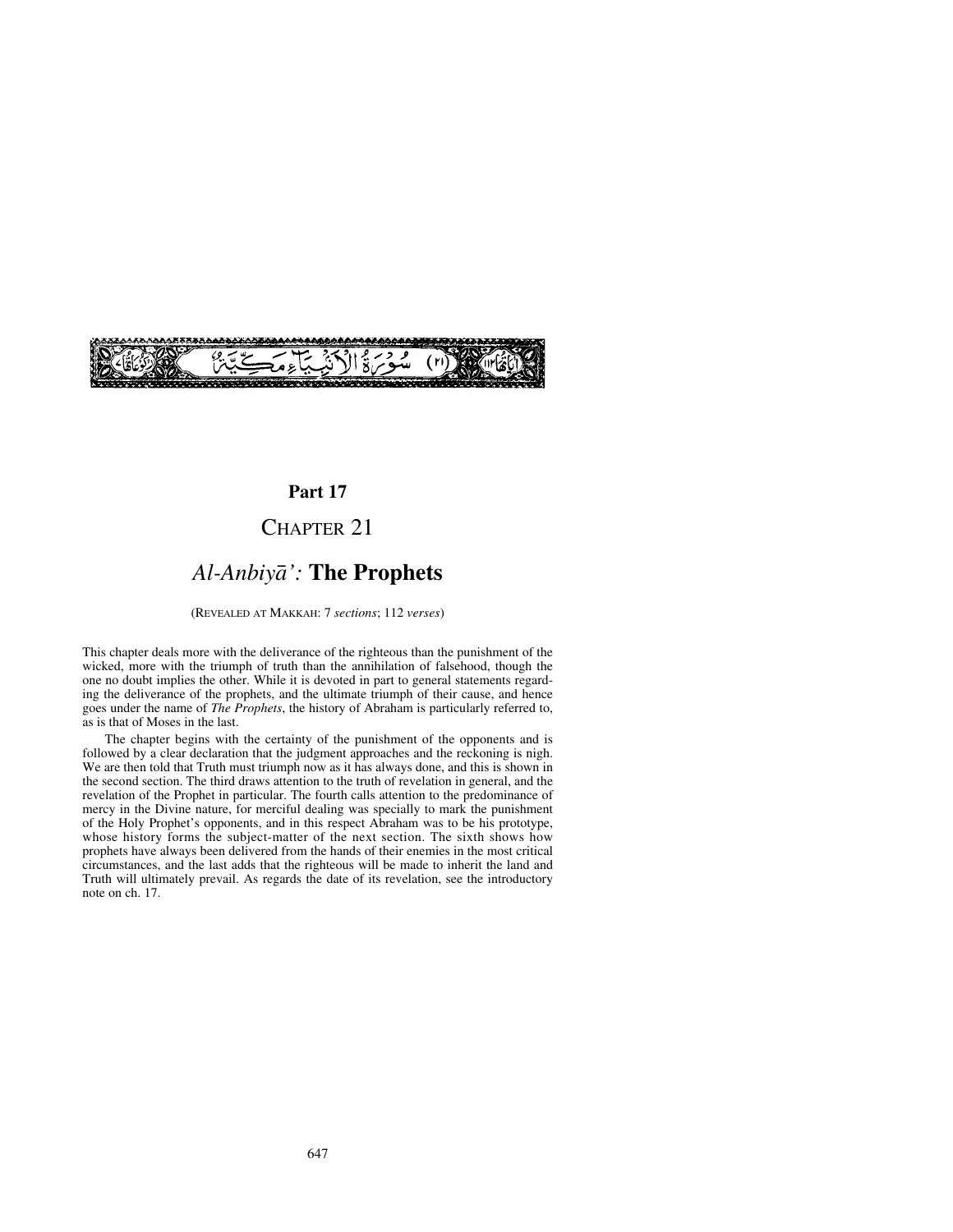(٢١) سُوْرَةُ الْاَنْبِيَآءِ مَكِّيَّةٌ

## Part 17

# CHAPTER 21

## *Al-Anbiyā':* **The Prophets**

(REVEALED AT MAKKAH: 7 *sections*; 112 *verses*)

This chapter deals more with the deliverance of the righteous than the punishment of the wicked, more with the triumph of truth than the annihilation of falsehood, though the one no doubt implies the other. While it is devoted in part to general statements regarding the deliverance of the prophets, and the ultimate triumph of their cause, and hence goes under the name of *The Prophets*, the history of Abraham is particularly referred to, as is that of Moses in the last.

The chapter begins with the certainty of the punishment of the opponents and is followed by a clear declaration that the judgment approaches and the reckoning is nigh. We are then told that Truth must triumph now as it has always done, and this is shown in the second section. The third draws attention to the truth of revelation in general, and the revelation of the Prophet in particular. The fourth calls attention to the predominance of mercy in the Divine nature, for merciful dealing was specially to mark the punishment of the Holy Prophet's opponents, and in this respect Abraham was to be his prototype, whose history forms the subject-matter of the next section. The sixth shows how prophets have always been delivered from the hands of their enemies in the most critical circumstances, and the last adds that the righteous will be made to inherit the land and Truth will ultimately prevail. As regards the date of its revelation, see the introductory note on ch. 17.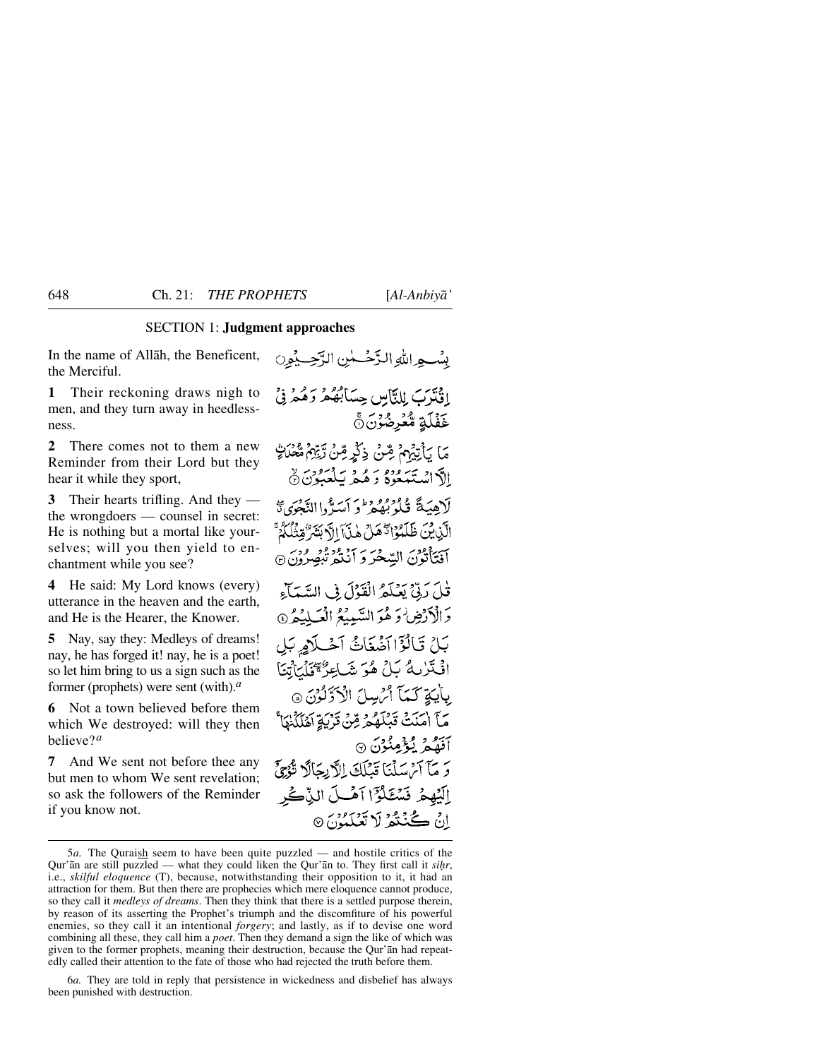## SECTION 1: **Judgment approaches**

In the name of Allāh, the Beneficent, the Merciful.

بِسۡمِ اللّٰہِ الرَّحۡمٰنِ الرَّحِیۡمِ

**1** Their reckoning draws nigh to men, and they turn away in heedlessness.

اِقۡتَرَبَ لِلنَّاسِ حِسَابُہُمۡ وَ ہُمۡ فِیۡ غَفۡلَۃٍ مُّعۡرِضُوۡنَ ۚ﴿۱﴾

**2** There comes not to them a new Reminder from their Lord but they hear it while they sport,

مَا یَاۡتِیۡہِمۡ مِّنۡ ذِکۡرٍ مِّنۡ رَّبِّہِمۡ مُّحۡدَثٍ اِلَّا اسۡتَمَعُوۡہُ وَ ہُمۡ یَلۡعَبُوۡنَ ۙ﴿۲﴾

**3** Their hearts trifling. And they — the wrongdoers — counsel in secret: He is nothing but a mortal like yourselves; will you then yield to enchantment while you see?

لَاہِیَۃً قُلُوۡبُہُمۡ ؕ وَ اَسَرُّوا النَّجۡوَی ٭ۖ الَّذِیۡنَ ظَلَمُوۡا ٭ۖ ہَلۡ ہٰذَاۤ اِلَّا بَشَرٌ مِّثۡلُکُمۡ ۚ اَفَتَاۡتُوۡنَ السِّحۡرَ وَ اَنۡتُمۡ تُبۡصِرُوۡنَ ﴿۳﴾

**4** He said: My Lord knows (every) utterance in the heaven and the earth, and He is the Hearer, the Knower.

قٰلَ رَبِّیۡ یَعۡلَمُ الۡقَوۡلَ فِی السَّمَآءِ وَ الۡاَرۡضِ ۫ وَ ہُوَ السَّمِیۡعُ الۡعَلِیۡمُ ﴿۴﴾

**5** Nay, say they: Medleys of dreams! nay, he has forged it! nay, he is a poet! so let him bring to us a sign such as the former (prophets) were sent (with).[a]

بَلۡ قَالُوۡۤا اَضۡغَاثُ اَحۡلَامٍۭ بَلِ افۡتَرٰىہُ بَلۡ ہُوَ شَاعِرٌ ۚۖ فَلۡیَاۡتِنَا بِاٰیَۃٍ کَمَاۤ اُرۡسِلَ الۡاَوَّلُوۡنَ ﴿۵﴾

**6** Not a town believed before them which We destroyed: will they then believe?[a]

مَاۤ اٰمَنَتۡ قَبۡلَہُمۡ مِّنۡ قَرۡیَۃٍ اَہۡلَکۡنٰہَا ۚ اَفَہُمۡ یُؤۡمِنُوۡنَ ﴿۶﴾

**7** And We sent not before thee any but men to whom We sent revelation; so ask the followers of the Reminder if you know not.

وَ مَاۤ اَرۡسَلۡنَا قَبۡلَکَ اِلَّا رِجَالًا نُّوۡحِیۡۤ اِلَیۡہِمۡ فَسۡـَٔلُوۡۤا اَہۡلَ الذِّکۡرِ اِنۡ کُنۡتُمۡ لَا تَعۡلَمُوۡنَ ﴿۷﴾

---

5*a.* The Quraish seem to have been quite puzzled — and hostile critics of the Qur'ān are still puzzled — what they could liken the Qur'ān to. They first call it *siḥr*, i.e., *skilful eloquence* (T), because, notwithstanding their opposition to it, it had an attraction for them. But then there are prophecies which mere eloquence cannot produce, so they call it *medleys of dreams*. Then they think that there is a settled purpose therein, by reason of its asserting the Prophet's triumph and the discomfiture of his powerful enemies, so they call it an intentional *forgery*; and lastly, as if to devise one word combining all these, they call him a *poet*. Then they demand a sign the like of which was given to the former prophets, meaning their destruction, because the Qur'ān had repeatedly called their attention to the fate of those who had rejected the truth before them.

6*a.* They are told in reply that persistence in wickedness and disbelief has always been punished with destruction.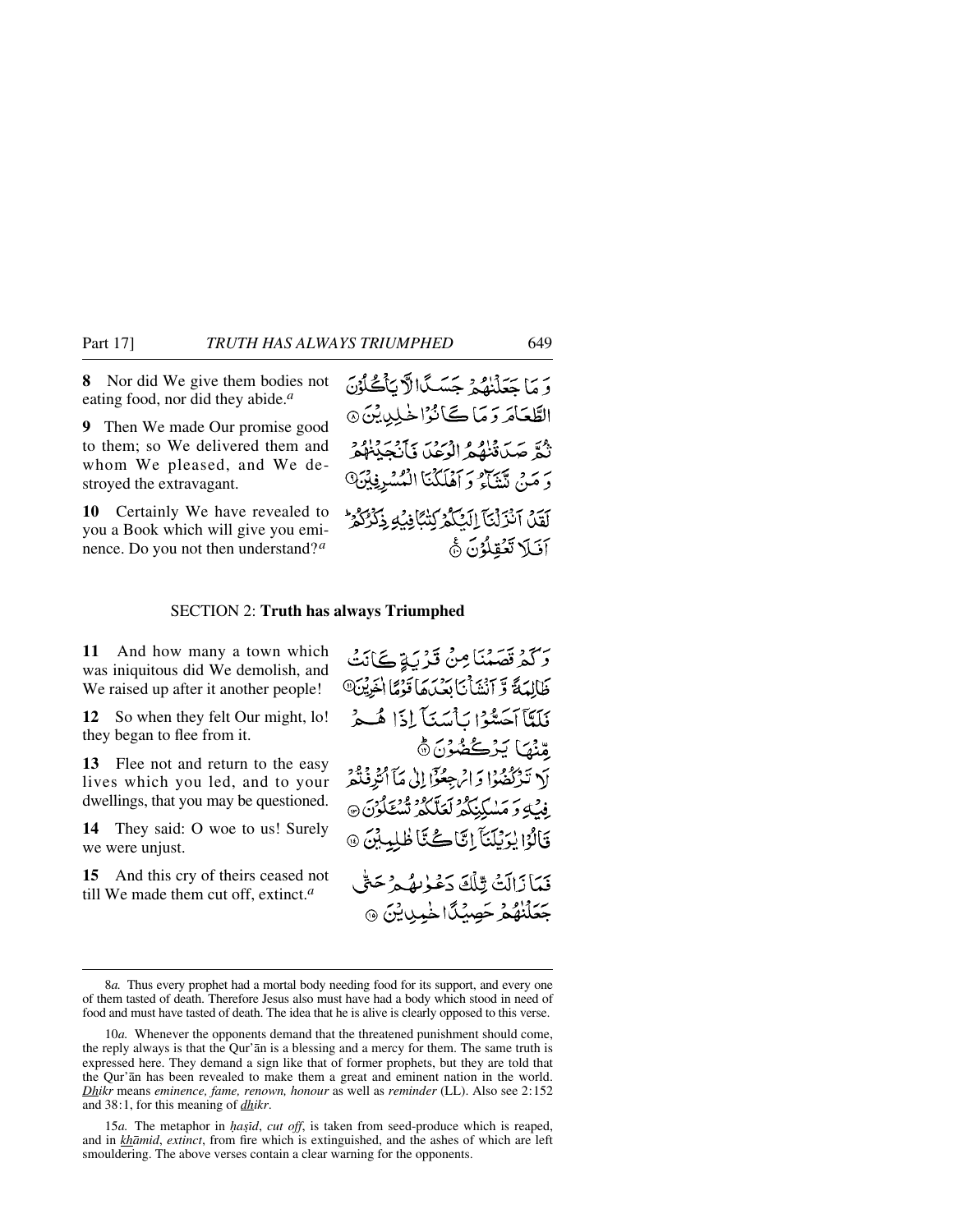**8** Nor did We give them bodies not eating food, nor did they abide.[a]

وَ مَا جَعَلْنٰهُمْ جَسَدًا لَّا يَاْكُلُوْنَ الطَّعَامَ وَ مَا كَانُوْا خٰلِدِيْنَ ۞

**9** Then We made Our promise good to them; so We delivered them and whom We pleased, and We destroyed the extravagant.

ثُمَّ صَدَقْنٰهُمُ الْوَعْدَ فَاَنْجَيْنٰهُمْ وَ مَنْ نَّشَآءُ وَ اَهْلَكْنَا الْمُسْرِفِيْنَ ۞

**10** Certainly We have revealed to you a Book which will give you eminence. Do you not then understand?[a]

لَقَدْ اَنْزَلْنَآ اِلَيْكُمْ كِتٰبًا فِيْهِ ذِكْرُكُمْ ؕ اَفَلَا تَعْقِلُوْنَ ۞

## SECTION 2: Truth has always Triumphed

**11** And how many a town which was iniquitous did We demolish, and We raised up after it another people!

وَ كَمْ قَصَمْنَا مِنْ قَرْيَةٍ كَانَتْ ظَالِمَةً وَّ اَنْشَاْنَا بَعْدَهَا قَوْمًا اٰخَرِيْنَ ۞

**12** So when they felt Our might, lo! they began to flee from it.

فَلَمَّآ اَحَسُّوْا بَاْسَنَآ اِذَا هُمْ مِّنْهَا يَرْكُضُوْنَ ۞

**13** Flee not and return to the easy lives which you led, and to your dwellings, that you may be questioned.

لَا تَرْكُضُوْا وَ ارْجِعُوْٓا اِلٰى مَآ اُتْرِفْتُمْ فِيْهِ وَ مَسٰكِنِكُمْ لَعَلَّكُمْ تُسْـَٔلُوْنَ ۞

**14** They said: O woe to us! Surely we were unjust.

قَالُوْا يٰوَيْلَنَآ اِنَّا كُنَّا ظٰلِمِيْنَ ۞

**15** And this cry of theirs ceased not till We made them cut off, extinct.[a]

فَمَا زَالَتْ تِّلْكَ دَعْوٰىهُمْ حَتّٰى جَعَلْنٰهُمْ حَصِيْدًا خٰمِدِيْنَ ۞

---

8*a.* Thus every prophet had a mortal body needing food for its support, and every one of them tasted of death. Therefore Jesus also must have had a body which stood in need of food and must have tasted of death. The idea that he is alive is clearly opposed to this verse.

10*a.* Whenever the opponents demand that the threatened punishment should come, the reply always is that the Qur'ān is a blessing and a mercy for them. The same truth is expressed here. They demand a sign like that of former prophets, but they are told that the Qur'ān has been revealed to make them a great and eminent nation in the world. *Dhikr* means *eminence, fame, renown, honour* as well as *reminder* (LL). Also see 2:152 and 38:1, for this meaning of *dhikr*.

15*a.* The metaphor in *ḥaṣīd*, *cut off*, is taken from seed-produce which is reaped, and in *khāmid*, *extinct*, from fire which is extinguished, and the ashes of which are left smouldering. The above verses contain a clear warning for the opponents.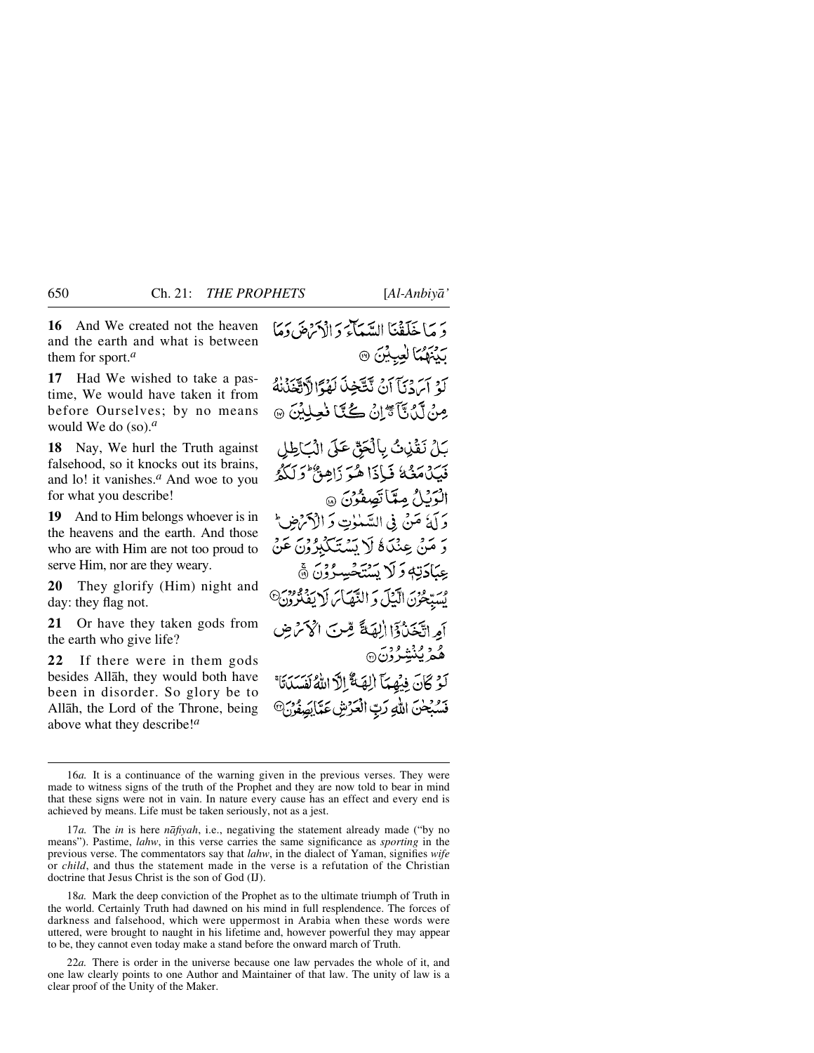**16** And We created not the heaven and the earth and what is between them for sport.[a]

وَ مَا خَلَقْنَا السَّمَآءَ وَ الْاَرْضَ وَمَا بَيْنَهُمَا لٰعِبِيْنَ ﴿۱۶﴾

**17** Had We wished to take a pastime, We would have taken it from before Ourselves; by no means would We do (so).[a]

لَوْ اَرَدْنَاۤ اَنْ نَّتَّخِذَ لَهْوًا لَّاتَّخَذْنٰهُ مِنْ لَّدُنَّاۤ ٭ۖ اِنْ كُنَّا فٰعِلِيْنَ ﴿۱۷﴾

**18** Nay, We hurl the Truth against falsehood, so it knocks out its brains, and lo! it vanishes.[a] And woe to you for what you describe!

بَلْ نَقْذِفُ بِالْحَقِّ عَلَى الْبَاطِلِ فَيَدْمَغُهٗ فَاِذَا هُوَ زَاهِقٌ ؕ وَ لَكُمُ الْوَيْلُ مِمَّا تَصِفُوْنَ ﴿۱۸﴾

**19** And to Him belongs whoever is in the heavens and the earth. And those who are with Him are not too proud to serve Him, nor are they weary.

وَ لَهٗ مَنْ فِي السَّمٰوٰتِ وَ الْاَرْضِ ؕ وَ مَنْ عِنْدَهٗ لَا يَسْتَكْبِرُوْنَ عَنْ عِبَادَتِهٖ وَ لَا يَسْتَحْسِرُوْنَ ﴿ۚ۱۹﴾

**20** They glorify (Him) night and day: they flag not.

يُسَبِّحُوْنَ الَّيْلَ وَ النَّهَارَ لَا يَفْتُرُوْنَ ﴿۲۰﴾

**21** Or have they taken gods from the earth who give life?

اَمِ اتَّخَذُوْۤا اٰلِهَةً مِّنَ الْاَرْضِ هُمْ يُنْشِرُوْنَ ﴿۲۱﴾

**22** If there were in them gods besides Allāh, they would both have been in disorder. So glory be to Allāh, the Lord of the Throne, being above what they describe![a]

لَوْ كَانَ فِيْهِمَاۤ اٰلِهَةٌ اِلَّا اللّٰهُ لَفَسَدَتَا ۚ فَسُبْحٰنَ اللّٰهِ رَبِّ الْعَرْشِ عَمَّا يَصِفُوْنَ ﴿۲۲﴾

---

16*a.* It is a continuance of the warning given in the previous verses. They were made to witness signs of the truth of the Prophet and they are now told to bear in mind that these signs were not in vain. In nature every cause has an effect and every end is achieved by means. Life must be taken seriously, not as a jest.

17*a.* The *in* is here *nāfiyah*, i.e., negativing the statement already made ("by no means"). Pastime, *lahw*, in this verse carries the same significance as *sporting* in the previous verse. The commentators say that *lahw*, in the dialect of Yaman, signifies *wife* or *child*, and thus the statement made in the verse is a refutation of the Christian doctrine that Jesus Christ is the son of God (IJ).

18*a.* Mark the deep conviction of the Prophet as to the ultimate triumph of Truth in the world. Certainly Truth had dawned on his mind in full resplendence. The forces of darkness and falsehood, which were uppermost in Arabia when these words were uttered, were brought to naught in his lifetime and, however powerful they may appear to be, they cannot even today make a stand before the onward march of Truth.

22*a.* There is order in the universe because one law pervades the whole of it, and one law clearly points to one Author and Maintainer of that law. The unity of law is a clear proof of the Unity of the Maker.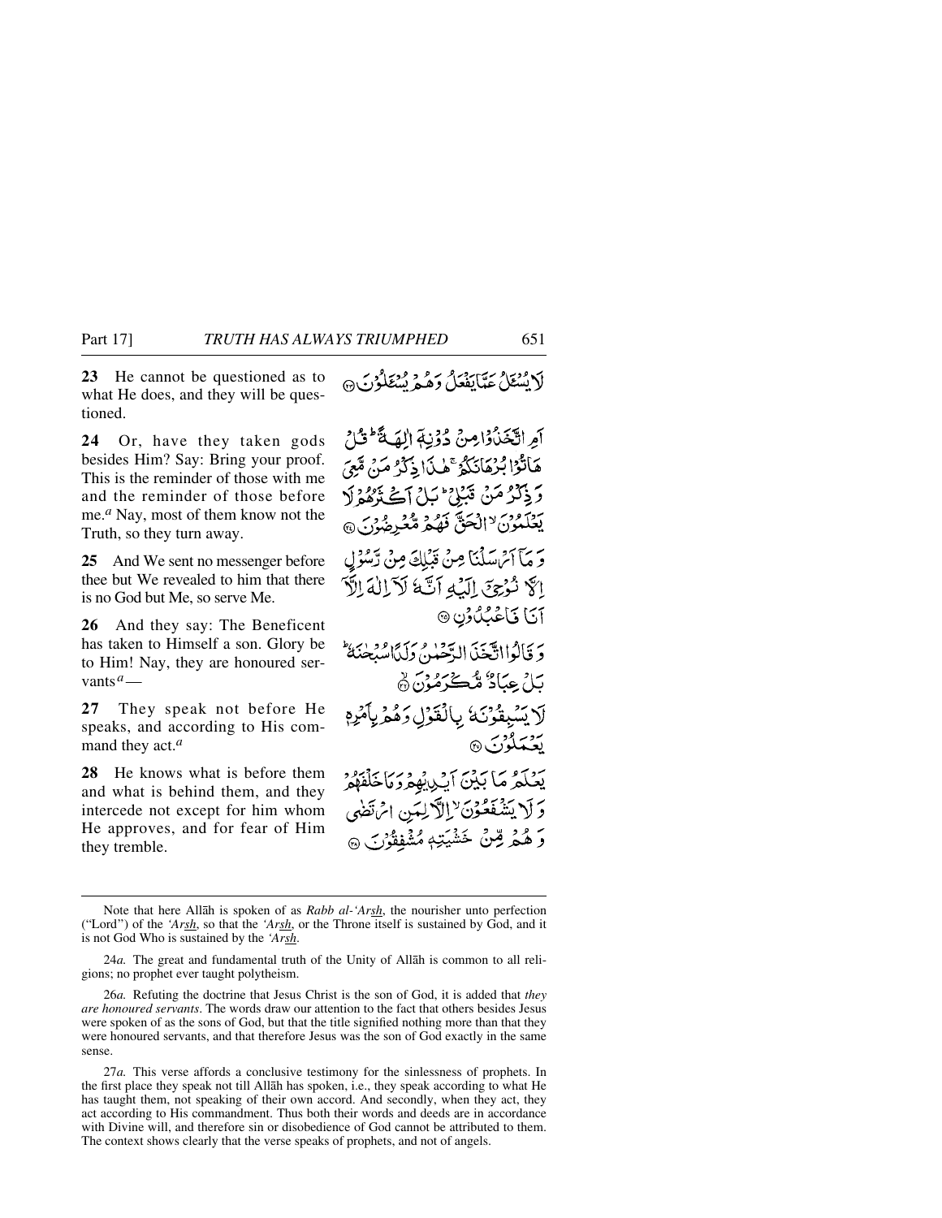**23** He cannot be questioned as to what He does, and they will be questioned.

لَا يُسْـَٔلُ عَمَّا يَفْعَلُ وَهُمْ يُسْـَٔلُوْنَ ۝

**24** Or, have they taken gods besides Him? Say: Bring your proof. This is the reminder of those with me and the reminder of those before me.[a] Nay, most of them know not the Truth, so they turn away.

اَمِ اتَّخَذُوْا مِنْ دُوْنِهٖٓ اٰلِهَةً ۭ قُلْ هَاتُوْا بُرْهَانَكُمْ ۚ هٰذَا ذِكْرُ مَنْ مَّعِيَ وَذِكْرُ مَنْ قَبْلِيْ ۭ بَلْ اَكْثَرُهُمْ لَا يَعْلَمُوْنَ ۙ الْحَقَّ فَهُمْ مُّعْرِضُوْنَ ۝

**25** And We sent no messenger before thee but We revealed to him that there is no God but Me, so serve Me.

وَمَآ اَرْسَلْنَا مِنْ قَبْلِكَ مِنْ رَّسُوْلٍ اِلَّا نُوْحِيْٓ اِلَيْهِ اَنَّهٗ لَآ اِلٰهَ اِلَّآ اَنَا فَاعْبُدُوْنِ ۝

**26** And they say: The Beneficent has taken to Himself a son. Glory be to Him! Nay, they are honoured servants[a] —

وَقَالُوا اتَّخَذَ الرَّحْمٰنُ وَلَدًا سُبْحٰنَهٗ ۭ بَلْ عِبَادٌ مُّكْرَمُوْنَ ۝

**27** They speak not before He speaks, and according to His command they act.[a]

لَا يَسْبِقُوْنَهٗ بِالْقَوْلِ وَهُمْ بِاَمْرِهٖ يَعْمَلُوْنَ ۝

**28** He knows what is before them and what is behind them, and they intercede not except for him whom He approves, and for fear of Him they tremble.

يَعْلَمُ مَا بَيْنَ اَيْدِيْهِمْ وَمَا خَلْفَهُمْ وَلَا يَشْفَعُوْنَ ۙ اِلَّا لِمَنِ ارْتَضٰى وَهُمْ مِّنْ خَشْيَتِهٖ مُشْفِقُوْنَ ۝

---

Note that here Allāh is spoken of as *Rabb al-'Arsh*, the nourisher unto perfection ("Lord") of the *'Arsh*, so that the *'Arsh*, or the Throne itself is sustained by God, and it is not God Who is sustained by the *'Arsh*.

24*a.* The great and fundamental truth of the Unity of Allāh is common to all religions; no prophet ever taught polytheism.

26*a.* Refuting the doctrine that Jesus Christ is the son of God, it is added that *they are honoured servants*. The words draw our attention to the fact that others besides Jesus were spoken of as the sons of God, but that the title signified nothing more than that they were honoured servants, and that therefore Jesus was the son of God exactly in the same sense.

27*a.* This verse affords a conclusive testimony for the sinlessness of prophets. In the first place they speak not till Allāh has spoken, i.e., they speak according to what He has taught them, not speaking of their own accord. And secondly, when they act, they act according to His commandment. Thus both their words and deeds are in accordance with Divine will, and therefore sin or disobedience of God cannot be attributed to them. The context shows clearly that the verse speaks of prophets, and not of angels.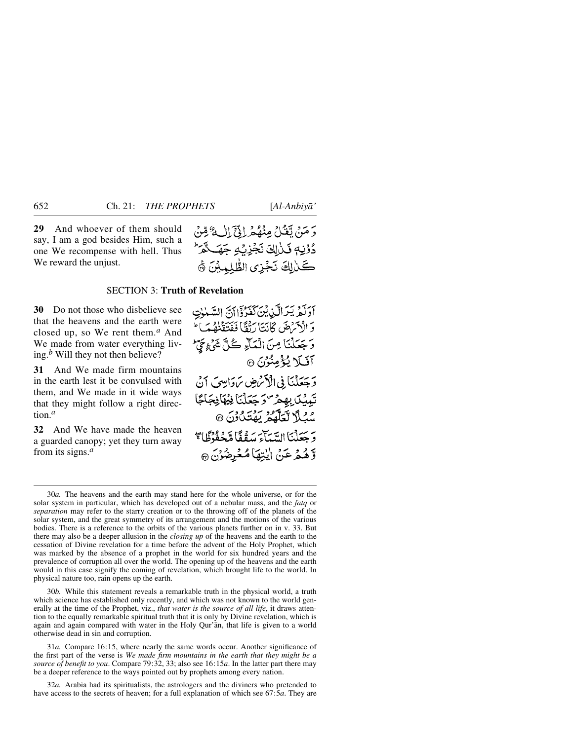**29** And whoever of them should say, I am a god besides Him, such a one We recompense with hell. Thus We reward the unjust.

وَ مَنۡ یَّقُلۡ مِنۡهُمۡ اِنِّیۡۤ اِلٰهٌ مِّنۡ دُوۡنِهٖ فَذٰلِکَ نَجۡزِیۡهِ جَهَنَّمَ ؕ کَذٰلِکَ نَجۡزِی الظّٰلِمِیۡنَ ﴿۲۹﴾

## SECTION 3: Truth of Revelation

**30** Do not those who disbelieve see that the heavens and the earth were closed up, so We rent them.[a] And We made from water everything living.[b] Will they not then believe?

اَوَ لَمۡ یَرَ الَّذِیۡنَ کَفَرُوۡۤا اَنَّ السَّمٰوٰتِ وَ الۡاَرۡضَ کَانَتَا رَتۡقًا فَفَتَقۡنٰهُمَا ؕ وَ جَعَلۡنَا مِنَ الۡمَآءِ کُلَّ شَیۡءٍ حَیٍّ ؕ اَفَلَا یُؤۡمِنُوۡنَ ﴿۳۰﴾

**31** And We made firm mountains in the earth lest it be convulsed with them, and We made in it wide ways that they might follow a right direction.[a]

وَ جَعَلۡنَا فِی الۡاَرۡضِ رَوَاسِیَ اَنۡ تَمِیۡدَ بِهِمۡ ۪ وَ جَعَلۡنَا فِیۡهَا فِجَاجًا سُبُلًا لَّعَلَّهُمۡ یَهۡتَدُوۡنَ ﴿۳۱﴾

**32** And We have made the heaven a guarded canopy; yet they turn away from its signs.[a]

وَ جَعَلۡنَا السَّمَآءَ سَقۡفًا مَّحۡفُوۡظًا ۚۖ وَّ هُمۡ عَنۡ اٰیٰتِهَا مُعۡرِضُوۡنَ ﴿۳۲﴾

---

30*a.* The heavens and the earth may stand here for the whole universe, or for the solar system in particular, which has developed out of a nebular mass, and the *fatq* or *separation* may refer to the starry creation or to the throwing off of the planets of the solar system, and the great symmetry of its arrangement and the motions of the various bodies. There is a reference to the orbits of the various planets further on in v. 33. But there may also be a deeper allusion in the *closing up* of the heavens and the earth to the cessation of Divine revelation for a time before the advent of the Holy Prophet, which was marked by the absence of a prophet in the world for six hundred years and the prevalence of corruption all over the world. The opening up of the heavens and the earth would in this case signify the coming of revelation, which brought life to the world. In physical nature too, rain opens up the earth.

30*b.* While this statement reveals a remarkable truth in the physical world, a truth which science has established only recently, and which was not known to the world generally at the time of the Prophet, viz., *that water is the source of all life*, it draws attention to the equally remarkable spiritual truth that it is only by Divine revelation, which is again and again compared with water in the Holy Qur'ān, that life is given to a world otherwise dead in sin and corruption.

31*a.* Compare 16:15, where nearly the same words occur. Another significance of the first part of the verse is *We made firm mountains in the earth that they might be a source of benefit to you*. Compare 79:32, 33; also see 16:15*a*. In the latter part there may be a deeper reference to the ways pointed out by prophets among every nation.

32*a.* Arabia had its spiritualists, the astrologers and the diviners who pretended to have access to the secrets of heaven; for a full explanation of which see 67:5*a*. They are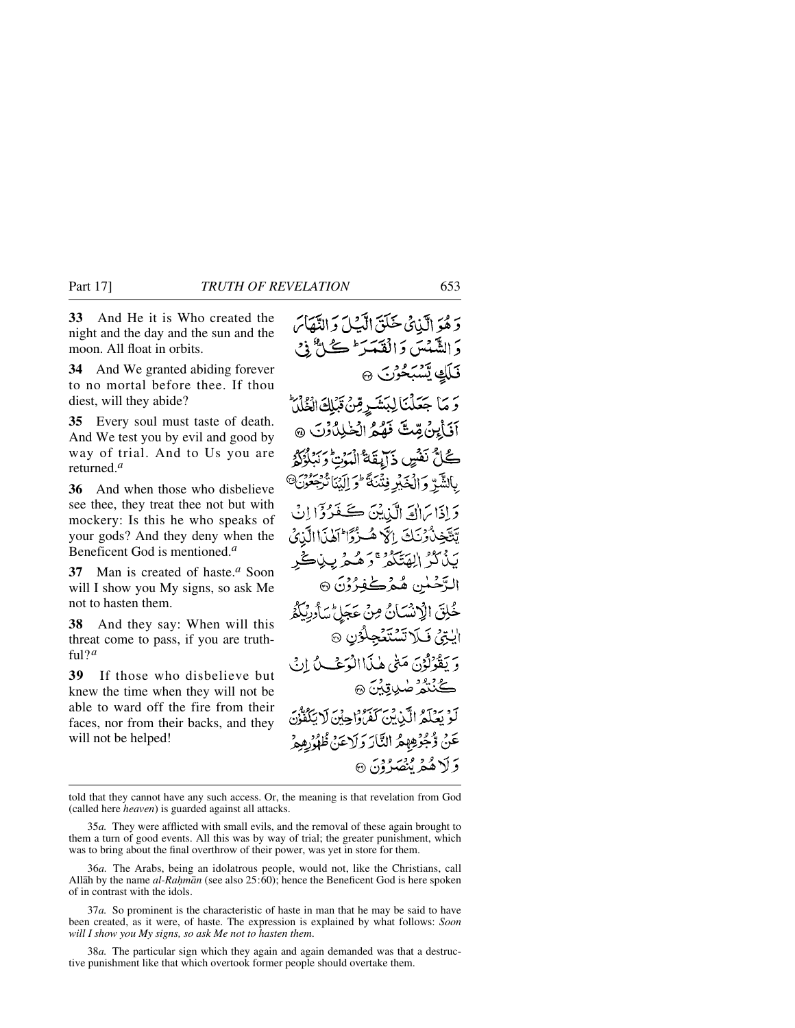**33** And He it is Who created the night and the day and the sun and the moon. All float in orbits.

**34** And We granted abiding forever to no mortal before thee. If thou diest, will they abide?

**35** Every soul must taste of death. And We test you by evil and good by way of trial. And to Us you are returned.[a]

**36** And when those who disbelieve see thee, they treat thee not but with mockery: Is this he who speaks of your gods? And they deny when the Beneficent God is mentioned.[a]

**37** Man is created of haste.[a] Soon will I show you My signs, so ask Me not to hasten them.

**38** And they say: When will this threat come to pass, if you are truthful?[a]

**39** If those who disbelieve but knew the time when they will not be able to ward off the fire from their faces, nor from their backs, and they will not be helped!

وَ هُوَ الَّذِيْ خَلَقَ الَّيْلَ وَ النَّهَارَ وَ الشَّمْسَ وَ الْقَمَرَ ؕ كُلٌّ فِيْ فَلَكٍ يَّسْبَحُوْنَ ۝

وَ مَا جَعَلْنَا لِبَشَرٍ مِّنْ قَبْلِكَ الْخُلْدَ ؕ اَفَا۟ئِنْ مِّتَّ فَهُمُ الْخٰلِدُوْنَ ۝

كُلُّ نَفْسٍ ذَآئِقَةُ الْمَوْتِ ؕ وَ نَبْلُوْكُمْ بِالشَّرِّ وَ الْخَيْرِ فِتْنَةً ؕ وَ اِلَيْنَا تُرْجَعُوْنَ ۝

وَ اِذَا رَاٰكَ الَّذِيْنَ كَفَرُوْۤا اِنْ يَّتَّخِذُوْنَكَ اِلَّا هُزُوًا ؕ اَهٰذَا الَّذِيْ يَذْكُرُ اٰلِهَتَكُمْ ۚ وَ هُمْ بِذِكْرِ الرَّحْمٰنِ هُمْ كٰفِرُوْنَ ۝

خُلِقَ الْاِنْسَانُ مِنْ عَجَلٍ ؕ سَاُورِيْكُمْ اٰيٰتِيْ فَلَا تَسْتَعْجِلُوْنِ ۝

وَ يَقُوْلُوْنَ مَتٰى هٰذَا الْوَعْدُ اِنْ كُنْتُمْ صٰدِقِيْنَ ۝

لَوْ يَعْلَمُ الَّذِيْنَ كَفَرُوْا حِيْنَ لَا يَكُفُّوْنَ عَنْ وُّجُوْهِهِمُ النَّارَ وَ لَا عَنْ ظُهُوْرِهِمْ وَ لَا هُمْ يُنْصَرُوْنَ ۝

---

told that they cannot have any such access. Or, the meaning is that revelation from God (called here *heaven*) is guarded against all attacks.

35*a.* They were afflicted with small evils, and the removal of these again brought to them a turn of good events. All this was by way of trial; the greater punishment, which was to bring about the final overthrow of their power, was yet in store for them.

36*a.* The Arabs, being an idolatrous people, would not, like the Christians, call Allāh by the name *al-Raḥmān* (see also 25:60); hence the Beneficent God is here spoken of in contrast with the idols.

37*a.* So prominent is the characteristic of haste in man that he may be said to have been created, as it were, of haste. The expression is explained by what follows: *Soon will I show you My signs, so ask Me not to hasten them.*

38*a.* The particular sign which they again and again demanded was that a destructive punishment like that which overtook former people should overtake them.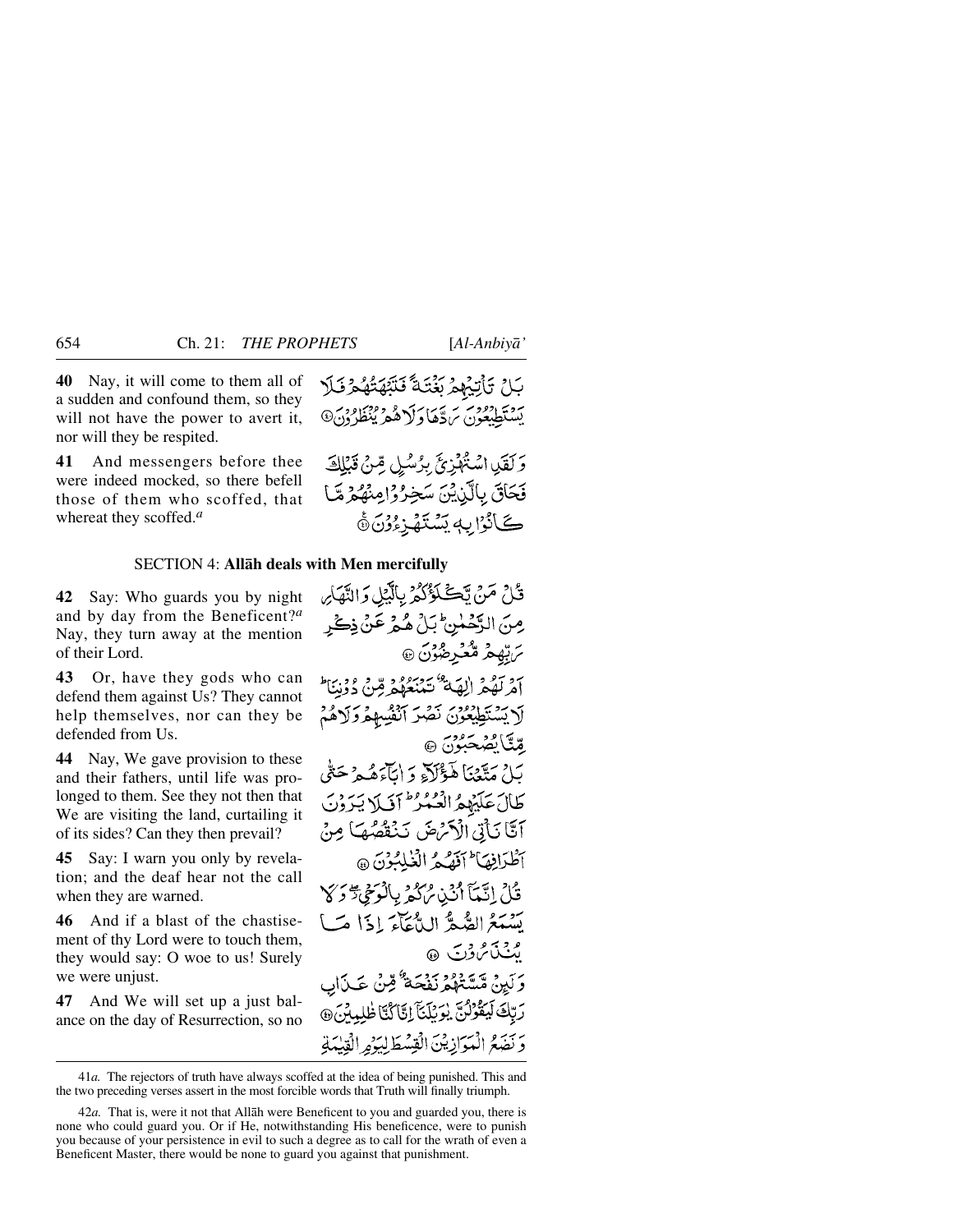**40** Nay, it will come to them all of a sudden and confound them, so they will not have the power to avert it, nor will they be respited.

بَلْ تَأْتِيهِمْ بَغْتَةً فَتَبْهَتُهُمْ فَلَا يَسْتَطِيعُونَ رَدَّهَا وَلَا هُمْ يُنْظَرُونَ ﴿٤٠﴾

**41** And messengers before thee were indeed mocked, so there befell those of them who scoffed, that whereat they scoffed.*a*

وَلَقَدِ اسْتُهْزِئَ بِرُسُلٍ مِّنْ قَبْلِكَ فَحَاقَ بِالَّذِينَ سَخِرُوا مِنْهُمْ مَّا كَانُوا بِهِ يَسْتَهْزِءُونَ ﴿٤١﴾

## SECTION 4: Allāh deals with Men mercifully

**42** Say: Who guards you by night and by day from the Beneficent?*a* Nay, they turn away at the mention of their Lord.

قُلْ مَنْ يَّكْلَؤُكُمْ بِالَّيْلِ وَالنَّهَارِ مِنَ الرَّحْمٰنِ ۗ بَلْ هُمْ عَنْ ذِكْرِ رَبِّهِمْ مُّعْرِضُونَ ﴿٤٢﴾

**43** Or, have they gods who can defend them against Us? They cannot help themselves, nor can they be defended from Us.

أَمْ لَهُمْ اٰلِهَةٌ تَمْنَعُهُمْ مِّنْ دُونِنَا ۗ لَا يَسْتَطِيعُونَ نَصْرَ أَنْفُسِهِمْ وَلَا هُمْ مِّنَّا يُصْحَبُونَ ﴿٤٣﴾

**44** Nay, We gave provision to these and their fathers, until life was prolonged to them. See they not then that We are visiting the land, curtailing it of its sides? Can they then prevail?

بَلْ مَتَّعْنَا هٰٓؤُلَآءِ وَاٰبَآءَهُمْ حَتّٰى طَالَ عَلَيْهِمُ الْعُمُرُ ۗ أَفَلَا يَرَوْنَ أَنَّا نَأْتِي الْأَرْضَ نَنْقُصُهَا مِنْ أَطْرَافِهَا ۗ أَفَهُمُ الْغٰلِبُونَ ﴿٤٤﴾

**45** Say: I warn you only by revelation; and the deaf hear not the call when they are warned.

قُلْ إِنَّمَآ أُنْذِرُكُمْ بِالْوَحْيِ ۖ وَلَا يَسْمَعُ الصُّمُّ الدُّعَآءَ إِذَا مَا يُنْذَرُونَ ﴿٤٥﴾

**46** And if a blast of the chastisement of thy Lord were to touch them, they would say: O woe to us! Surely we were unjust.

وَلَئِنْ مَّسَّتْهُمْ نَفْحَةٌ مِّنْ عَذَابِ رَبِّكَ لَيَقُولُنَّ يٰوَيْلَنَآ إِنَّا كُنَّا ظٰلِمِينَ ﴿٤٦﴾

**47** And We will set up a just balance on the day of Resurrection, so no

وَنَضَعُ الْمَوَازِينَ الْقِسْطَ لِيَوْمِ الْقِيٰمَةِ

---

41*a*. The rejectors of truth have always scoffed at the idea of being punished. This and the two preceding verses assert in the most forcible words that Truth will finally triumph.

42*a*. That is, were it not that Allāh were Beneficent to you and guarded you, there is none who could guard you. Or if He, notwithstanding His beneficence, were to punish you because of your persistence in evil to such a degree as to call for the wrath of even a Beneficent Master, there would be none to guard you against that punishment.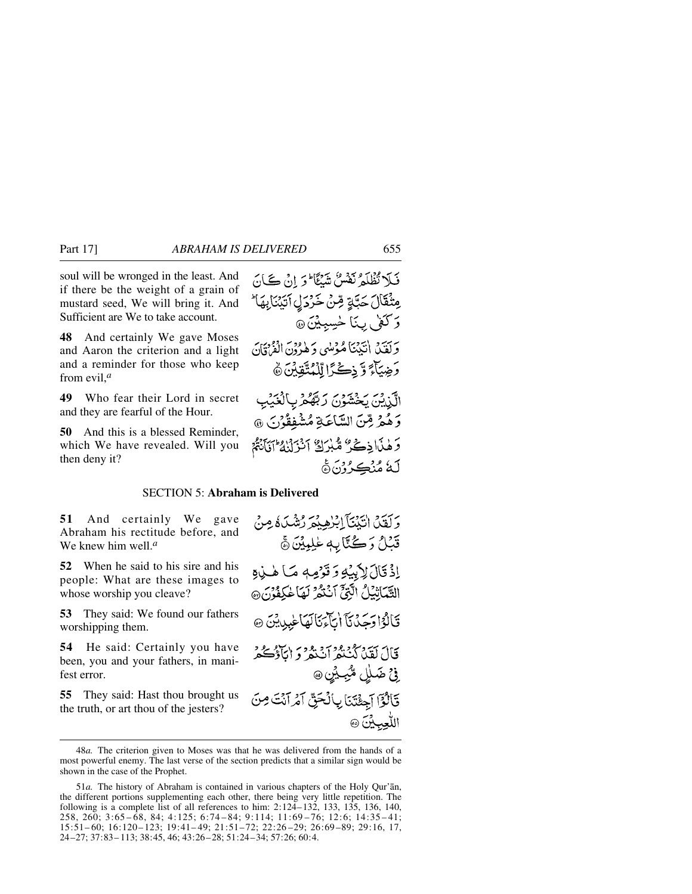soul will be wronged in the least. And if there be the weight of a grain of mustard seed, We will bring it. And Sufficient are We to take account.

فَلَا تُظْلَمُ نَفْسٌ شَيْئًا ۖ وَ اِنْ كَانَ مِثْقَالَ حَبَّةٍ مِّنْ خَرْدَلٍ اَتَيْنَا بِهَا ۗ وَ كَفٰى بِنَا حٰسِبِيْنَ ﴿۴۷﴾

**48** And certainly We gave Moses and Aaron the criterion and a light and a reminder for those who keep from evil,[a]

وَ لَقَدْ اٰتَيْنَا مُوْسٰى وَ هٰرُوْنَ الْفُرْقَانَ وَ ضِيَآءً وَّ ذِكْرًا لِّلْمُتَّقِيْنَ ﴿۴۸﴾

**49** Who fear their Lord in secret and they are fearful of the Hour.

الَّذِيْنَ يَخْشَوْنَ رَبَّهُمْ بِالْغَيْبِ وَ هُمْ مِّنَ السَّاعَةِ مُشْفِقُوْنَ ﴿۴۹﴾

**50** And this is a blessed Reminder, which We have revealed. Will you then deny it?

وَ هٰذَا ذِكْرٌ مُّبٰرَكٌ اَنْزَلْنٰهُ ؕ اَفَاَنْتُمْ لَهٗ مُنْكِرُوْنَ ﴿۵۰﴾

## SECTION 5: Abraham is Delivered

**51** And certainly We gave Abraham his rectitude before, and We knew him well.[a]

وَ لَقَدْ اٰتَيْنَاۤ اِبْرٰهِيْمَ رُشْدَهٗ مِنْ قَبْلُ وَ كُنَّا بِهٖ عٰلِمِيْنَ ﴿۵۱﴾

**52** When he said to his sire and his people: What are these images to whose worship you cleave?

اِذْ قَالَ لِاَبِيْهِ وَ قَوْمِهٖ مَا هٰذِهِ التَّمَاثِيْلُ الَّتِيْۤ اَنْتُمْ لَهَا عٰكِفُوْنَ ﴿۵۲﴾

**53** They said: We found our fathers worshipping them.

قَالُوْا وَجَدْنَاۤ اٰبَآءَنَا لَهَا عٰبِدِيْنَ ﴿۵۳﴾

**54** He said: Certainly you have been, you and your fathers, in manifest error.

قَالَ لَقَدْ كُنْتُمْ اَنْتُمْ وَ اٰبَآؤُكُمْ فِيْ ضَلٰلٍ مُّبِيْنٍ ﴿۵۴﴾

**55** They said: Hast thou brought us the truth, or art thou of the jesters?

قَالُوْۤا اَجِئْتَنَا بِالْحَقِّ اَمْ اَنْتَ مِنَ اللّٰعِبِيْنَ ﴿۵۵﴾

---

48*a.* The criterion given to Moses was that he was delivered from the hands of a most powerful enemy. The last verse of the section predicts that a similar sign would be shown in the case of the Prophet.

51*a.* The history of Abraham is contained in various chapters of the Holy Qur'ān, the different portions supplementing each other, there being very little repetition. The following is a complete list of all references to him: 2:124–132, 133, 135, 136, 140, 258, 260; 3:65–68, 84; 4:125; 6:74–84; 9:114; 11:69–76; 12:6; 14:35–41; 15:51–60; 16:120–123; 19:41–49; 21:51–72; 22:26–29; 26:69–89; 29:16, 17, 24–27; 37:83–113; 38:45, 46; 43:26–28; 51:24–34; 57:26; 60:4.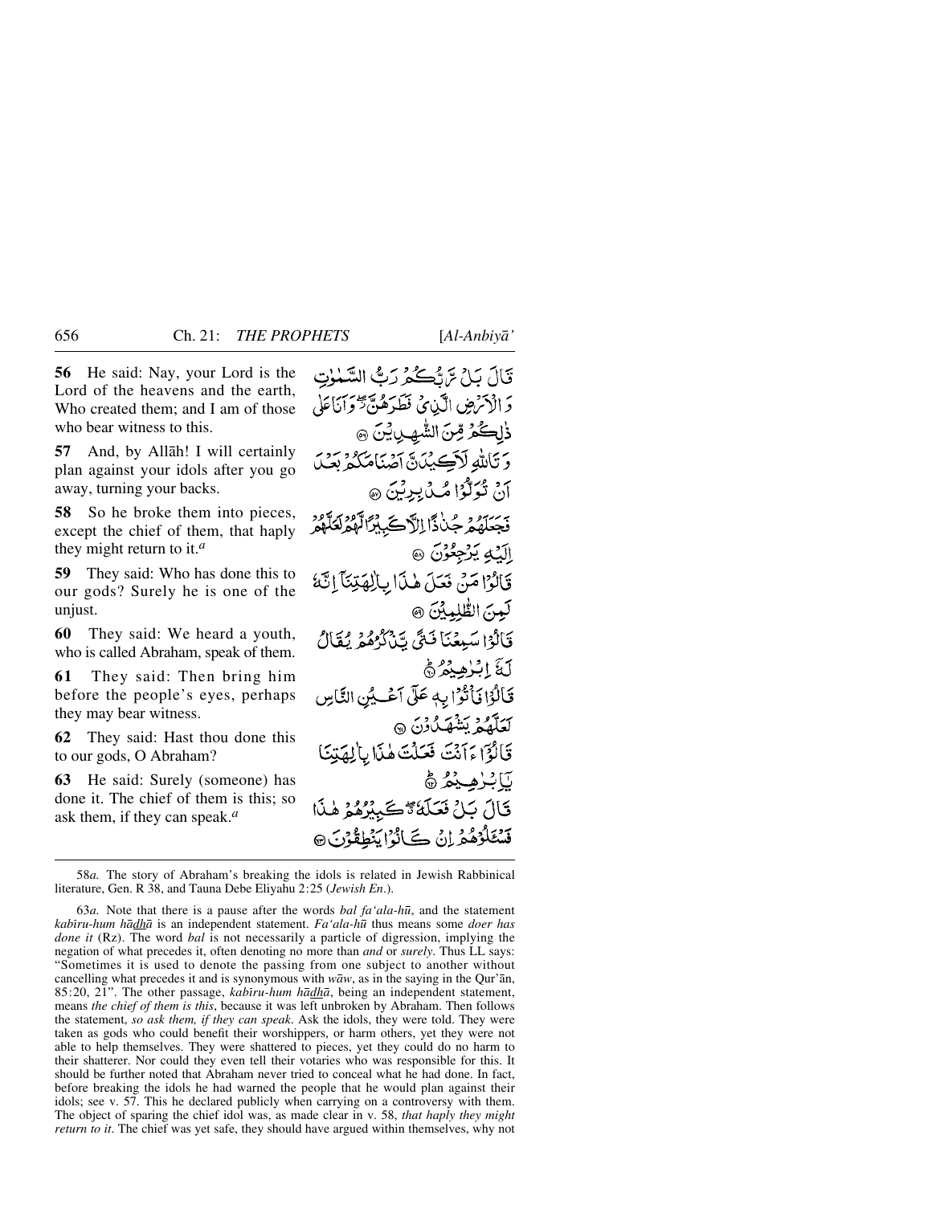**56** He said: Nay, your Lord is the Lord of the heavens and the earth, Who created them; and I am of those who bear witness to this.

قَالَ بَلْ رَّبُّكُمْ رَبُّ السَّمٰوٰتِ وَ الْاَرْضِ الَّذِیْ فَطَرَهُنَّ ۖ وَ اَنَا عَلٰی ذٰلِكُمْ مِّنَ الشّٰهِدِیْنَ ﴿۵۶﴾

**57** And, by Allāh! I will certainly plan against your idols after you go away, turning your backs.

وَ تَاللّٰهِ لَاَكِیْدَنَّ اَصْنَامَكُمْ بَعْدَ اَنْ تُوَلُّوْا مُدْبِرِیْنَ ﴿۵۷﴾

**58** So he broke them into pieces, except the chief of them, that haply they might return to it.[a]

فَجَعَلَهُمْ جُذٰذًا اِلَّا كَبِیْرًا لَّهُمْ لَعَلَّهُمْ اِلَیْهِ یَرْجِعُوْنَ ﴿۵۸﴾

**59** They said: Who has done this to our gods? Surely he is one of the unjust.

قَالُوْا مَنْ فَعَلَ هٰذَا بِاٰلِهَتِنَاۤ اِنَّهٗ لَمِنَ الظّٰلِمِیْنَ ﴿۵۹﴾

**60** They said: We heard a youth, who is called Abraham, speak of them.

قَالُوْا سَمِعْنَا فَتًی یَّذْكُرُهُمْ یُقَالُ لَهٗۤ اِبْرٰهِیْمُ ﴿۶۰﴾

**61** They said: Then bring him before the people's eyes, perhaps they may bear witness.

قَالُوْا فَاْتُوْا بِهٖ عَلٰۤی اَعْیُنِ النَّاسِ لَعَلَّهُمْ یَشْهَدُوْنَ ﴿۶۱﴾

**62** They said: Hast thou done this to our gods, O Abraham?

قَالُوْۤا ءَاَنْتَ فَعَلْتَ هٰذَا بِاٰلِهَتِنَا یٰۤاِبْرٰهِیْمُ ﴿۶۲﴾

**63** He said: Surely (someone) has done it. The chief of them is this; so ask them, if they can speak.[a]

قَالَ بَلْ فَعَلَهٗ ۖۗ كَبِیْرُهُمْ هٰذَا فَسْـَٔلُوْهُمْ اِنْ كَانُوْا یَنْطِقُوْنَ ﴿۶۳﴾

---

58*a*. The story of Abraham's breaking the idols is related in Jewish Rabbinical literature, Gen. R 38, and Tauna Debe Eliyahu 2:25 (*Jewish En*.).

63*a*. Note that there is a pause after the words *bal fa'ala-hū*, and the statement *kabīru-hum hādhā* is an independent statement. *Fa'ala-hū* thus means some *doer has done it* (Rz). The word *bal* is not necessarily a particle of digression, implying the negation of what precedes it, often denoting no more than *and* or *surely*. Thus LL says: "Sometimes it is used to denote the passing from one subject to another without cancelling what precedes it and is synonymous with *wāw*, as in the saying in the Qur'ān, 85:20, 21". The other passage, *kabīru-hum hādhā*, being an independent statement, means *the chief of them is this*, because it was left unbroken by Abraham. Then follows the statement, *so ask them, if they can speak*. Ask the idols, they were told. They were taken as gods who could benefit their worshippers, or harm others, yet they were not able to help themselves. They were shattered to pieces, yet they could do no harm to their shatterer. Nor could they even tell their votaries who was responsible for this. It should be further noted that Abraham never tried to conceal what he had done. In fact, before breaking the idols he had warned the people that he would plan against their idols; see v. 57. This he declared publicly when carrying on a controversy with them. The object of sparing the chief idol was, as made clear in v. 58, *that haply they might return to it*. The chief was yet safe, they should have argued within themselves, why not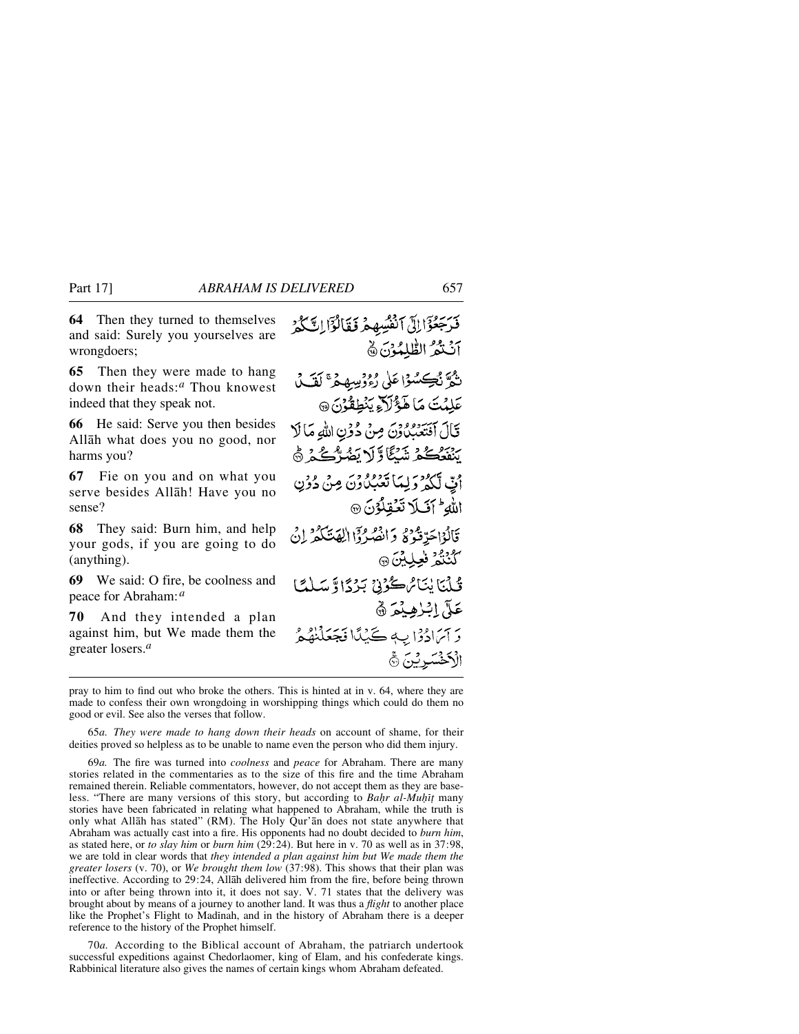**64** Then they turned to themselves and said: Surely you yourselves are wrongdoers;

فَرَجَعُوٓا۟ إِلَىٰٓ أَنفُسِهِمْ فَقَالُوٓا۟ إِنَّكُمْ أَنتُمُ ٱلظَّٰلِمُونَ ﴿٦٤﴾

**65** Then they were made to hang down their heads:[a] Thou knowest indeed that they speak not.

ثُمَّ نُكِسُوا۟ عَلَىٰ رُءُوسِهِمْ لَقَدْ عَلِمْتَ مَا هَٰٓؤُلَآءِ يَنطِقُونَ ﴿٦٥﴾

**66** He said: Serve you then besides Allāh what does you no good, nor harms you?

قَالَ أَفَتَعْبُدُونَ مِن دُونِ ٱللَّهِ مَا لَا يَنفَعُكُمْ شَيْـًٔا وَلَا يَضُرُّكُمْ ﴿٦٦﴾

**67** Fie on you and on what you serve besides Allāh! Have you no sense?

أُفٍّ لَّكُمْ وَلِمَا تَعْبُدُونَ مِن دُونِ ٱللَّهِ ۖ أَفَلَا تَعْقِلُونَ ﴿٦٧﴾

**68** They said: Burn him, and help your gods, if you are going to do (anything).

قَالُوا۟ حَرِّقُوهُ وَٱنصُرُوٓا۟ ءَالِهَتَكُمْ إِن كُنتُمْ فَٰعِلِينَ ﴿٦٨﴾

**69** We said: O fire, be coolness and peace for Abraham:[a]

قُلْنَا يَٰنَارُ كُونِى بَرْدًا وَسَلَٰمًا عَلَىٰٓ إِبْرَٰهِيمَ ﴿٦٩﴾

**70** And they intended a plan against him, but We made them the greater losers.[a]

وَأَرَادُوا۟ بِهِۦ كَيْدًا فَجَعَلْنَٰهُمُ ٱلْأَخْسَرِينَ ﴿٧٠﴾

---

pray to him to find out who broke the others. This is hinted at in v. 64, where they are made to confess their own wrongdoing in worshipping things which could do them no good or evil. See also the verses that follow.

65*a. They were made to hang down their heads* on account of shame, for their deities proved so helpless as to be unable to name even the person who did them injury.

69*a.* The fire was turned into *coolness* and *peace* for Abraham. There are many stories related in the commentaries as to the size of this fire and the time Abraham remained therein. Reliable commentators, however, do not accept them as they are baseless. "There are many versions of this story, but according to *Baḥr al-Muḥīṭ* many stories have been fabricated in relating what happened to Abraham, while the truth is only what Allāh has stated" (RM). The Holy Qur'ān does not state anywhere that Abraham was actually cast into a fire. His opponents had no doubt decided to *burn him*, as stated here, or *to slay him* or *burn him* (29:24). But here in v. 70 as well as in 37:98, we are told in clear words that *they intended a plan against him but We made them the greater losers* (v. 70), or *We brought them low* (37:98). This shows that their plan was ineffective. According to 29:24, Allāh delivered him from the fire, before being thrown into or after being thrown into it, it does not say. V. 71 states that the delivery was brought about by means of a journey to another land. It was thus a *flight* to another place like the Prophet's Flight to Madīnah, and in the history of Abraham there is a deeper reference to the history of the Prophet himself.

70*a.* According to the Biblical account of Abraham, the patriarch undertook successful expeditions against Chedorlaomer, king of Elam, and his confederate kings. Rabbinical literature also gives the names of certain kings whom Abraham defeated.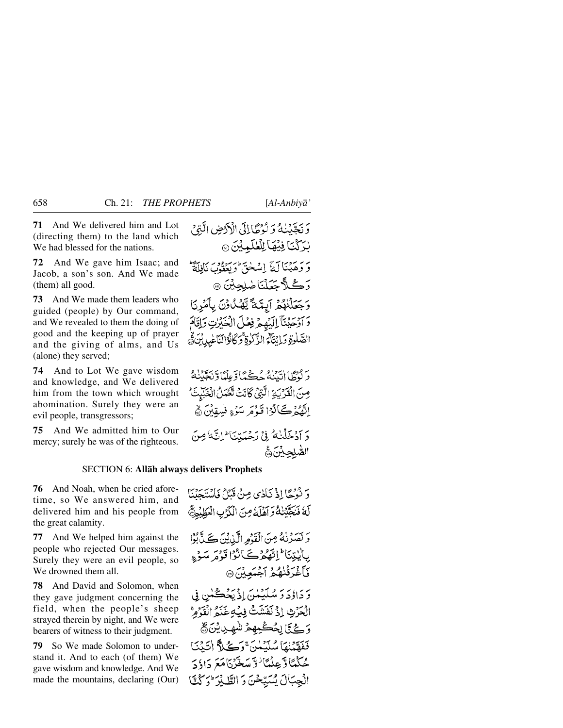**71** And We delivered him and Lot (directing them) to the land which We had blessed for the nations.

وَ نَجَّيْنٰهُ وَ لُوْطًا اِلَى الْاَرْضِ الَّتِيْ بٰرَكْنَا فِيْهَا لِلْعٰلَمِيْنَ ﴿۷۱﴾

**72** And We gave him Isaac; and Jacob, a son's son. And We made (them) all good.

وَ وَهَبْنَا لَهٗۤ اِسْحٰقَ ؕ وَ يَعْقُوْبَ نَافِلَةً ؕ وَ كُلًّا جَعَلْنَا صٰلِحِيْنَ ﴿۷۲﴾

**73** And We made them leaders who guided (people) by Our command, and We revealed to them the doing of good and the keeping up of prayer and the giving of alms, and Us (alone) they served;

وَ جَعَلْنٰهُمْ اَئِمَّةً يَّهْدُوْنَ بِاَمْرِنَا وَ اَوْحَيْنَاۤ اِلَيْهِمْ فِعْلَ الْخَيْرٰتِ وَ اِقَامَ الصَّلٰوةِ وَ اِيْتَآءَ الزَّكٰوةِ ۚ وَ كَانُوْا لَنَا عٰبِدِيْنَ ﴿۷۳﴾

**74** And to Lot We gave wisdom and knowledge, and We delivered him from the town which wrought abomination. Surely they were an evil people, transgressors;

وَ لُوْطًا اٰتَيْنٰهُ حُكْمًا وَّ عِلْمًا وَّ نَجَّيْنٰهُ مِنَ الْقَرْيَةِ الَّتِيْ كَانَتْ تَّعْمَلُ الْخَبٰٓئِثَ ؕ اِنَّهُمْ كَانُوْا قَوْمَ سَوْءٍ فٰسِقِيْنَ ﴿۷۴﴾

**75** And We admitted him to Our mercy; surely he was of the righteous.

وَ اَدْخَلْنٰهُ فِيْ رَحْمَتِنَا ؕ اِنَّهٗ مِنَ الصّٰلِحِيْنَ ﴿۷۵﴾

### SECTION 6: Allāh always delivers Prophets

**76** And Noah, when he cried aforetime, so We answered him, and delivered him and his people from the great calamity.

وَ نُوْحًا اِذْ نَادٰى مِنْ قَبْلُ فَاسْتَجَبْنَا لَهٗ فَنَجَّيْنٰهُ وَ اَهْلَهٗ مِنَ الْكَرْبِ الْعَظِيْمِ ﴿۷۶﴾

**77** And We helped him against the people who rejected Our messages. Surely they were an evil people, so We drowned them all.

وَ نَصَرْنٰهُ مِنَ الْقَوْمِ الَّذِيْنَ كَذَّبُوْا بِاٰيٰتِنَا ؕ اِنَّهُمْ كَانُوْا قَوْمَ سَوْءٍ فَاَغْرَقْنٰهُمْ اَجْمَعِيْنَ ﴿۷۷﴾

**78** And David and Solomon, when they gave judgment concerning the field, when the people's sheep strayed therein by night, and We were bearers of witness to their judgment.

وَ دَاوٗدَ وَ سُلَيْمٰنَ اِذْ يَحْكُمٰنِ فِي الْحَرْثِ اِذْ نَفَشَتْ فِيْهِ غَنَمُ الْقَوْمِ ۚ وَ كُنَّا لِحُكْمِهِمْ شٰهِدِيْنَ ﴿۷۸﴾

**79** So We made Solomon to understand it. And to each (of them) We gave wisdom and knowledge. And We made the mountains, declaring (Our)

فَفَهَّمْنٰهَا سُلَيْمٰنَ ۚ وَ كُلًّا اٰتَيْنَا حُكْمًا وَّ عِلْمًا ۫ وَّ سَخَّرْنَا مَعَ دَاوٗدَ الْجِبَالَ يُسَبِّحْنَ وَ الطَّيْرَ ؕ وَ كُنَّا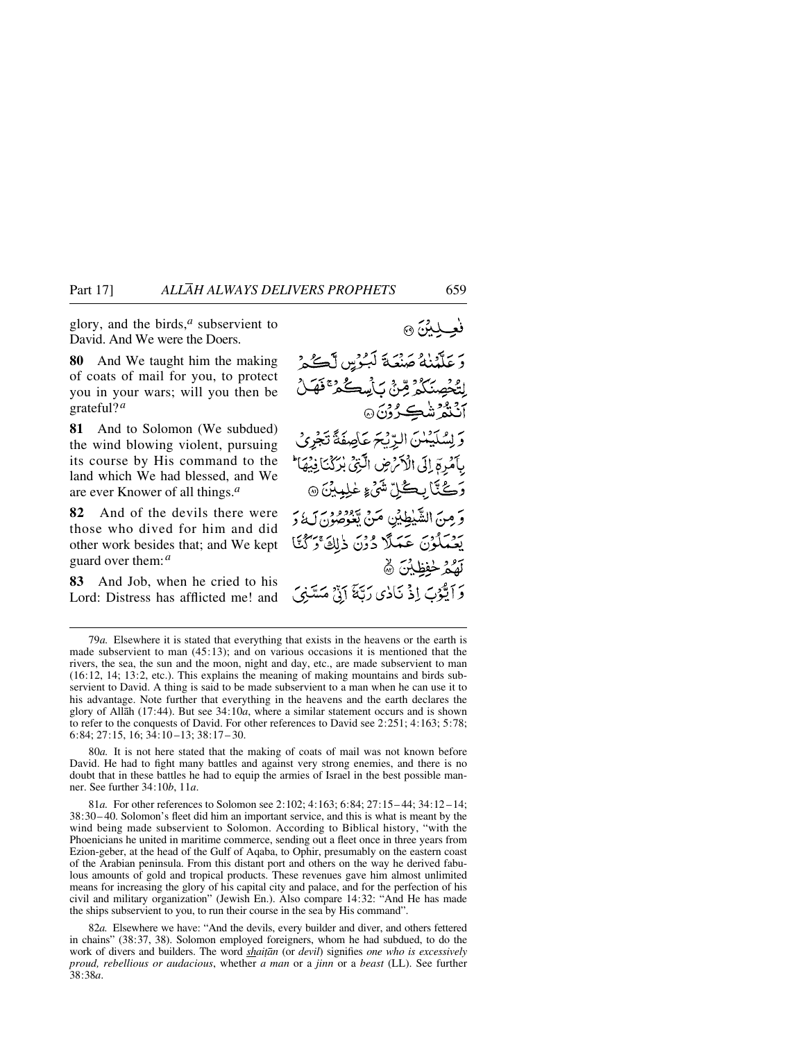glory, and the birds,[a] subservient to David. And We were the Doers.

فٰعِلِيْنَ ۝

**80** And We taught him the making of coats of mail for you, to protect you in your wars; will you then be grateful?[a]

وَ عَلَّمْنٰهُ صَنْعَةَ لَبُوْسٍ لَّكُمْ لِتُحْصِنَكُمْ مِّنْۢ بَاْسِكُمْ ۚ فَهَلْ اَنْتُمْ شٰكِرُوْنَ ۝

**81** And to Solomon (We subdued) the wind blowing violent, pursuing its course by His command to the land which We had blessed, and We are ever Knower of all things.[a]

وَ لِسُلَيْمٰنَ الرِّيْحَ عَاصِفَةً تَجْرِيْ بِاَمْرِهٖۤ اِلَى الْاَرْضِ الَّتِيْ بٰرَكْنَا فِيْهَا ؕ وَ كُنَّا بِكُلِّ شَيْءٍ عٰلِمِيْنَ ۝

**82** And of the devils there were those who dived for him and did other work besides that; and We kept guard over them:[a]

وَ مِنَ الشَّيٰطِيْنِ مَنْ يَّغُوْصُوْنَ لَهٗ وَ يَعْمَلُوْنَ عَمَلًا دُوْنَ ذٰلِكَ ۚ وَ كُنَّا لَهُمْ حٰفِظِيْنَ ۝

**83** And Job, when he cried to his Lord: Distress has afflicted me! and

وَ اَيُّوْبَ اِذْ نَادٰى رَبَّهٗۤ اَنِّيْ مَسَّنِيَ

---

79*a.* Elsewhere it is stated that everything that exists in the heavens or the earth is made subservient to man (45:13); and on various occasions it is mentioned that the rivers, the sea, the sun and the moon, night and day, etc., are made subservient to man (16:12, 14; 13:2, etc.). This explains the meaning of making mountains and birds subservient to David. A thing is said to be made subservient to a man when he can use it to his advantage. Note further that everything in the heavens and the earth declares the glory of Allāh (17:44). But see 34:10*a*, where a similar statement occurs and is shown to refer to the conquests of David. For other references to David see 2:251; 4:163; 5:78; 6:84; 27:15, 16; 34:10–13; 38:17–30.

80*a.* It is not here stated that the making of coats of mail was not known before David. He had to fight many battles and against very strong enemies, and there is no doubt that in these battles he had to equip the armies of Israel in the best possible manner. See further 34:10*b*, 11*a*.

81*a.* For other references to Solomon see 2:102; 4:163; 6:84; 27:15–44; 34:12–14; 38:30–40. Solomon's fleet did him an important service, and this is what is meant by the wind being made subservient to Solomon. According to Biblical history, "with the Phoenicians he united in maritime commerce, sending out a fleet once in three years from Ezion-geber, at the head of the Gulf of Aqaba, to Ophir, presumably on the eastern coast of the Arabian peninsula. From this distant port and others on the way he derived fabulous amounts of gold and tropical products. These revenues gave him almost unlimited means for increasing the glory of his capital city and palace, and for the perfection of his civil and military organization" (Jewish En.). Also compare 14:32: "And He has made the ships subservient to you, to run their course in the sea by His command".

82*a.* Elsewhere we have: "And the devils, every builder and diver, and others fettered in chains" (38:37, 38). Solomon employed foreigners, whom he had subdued, to do the work of divers and builders. The word *shaiṭān* (or *devil*) signifies *one who is excessively proud, rebellious or audacious*, whether *a man* or a *jinn* or a *beast* (LL). See further 38:38*a*.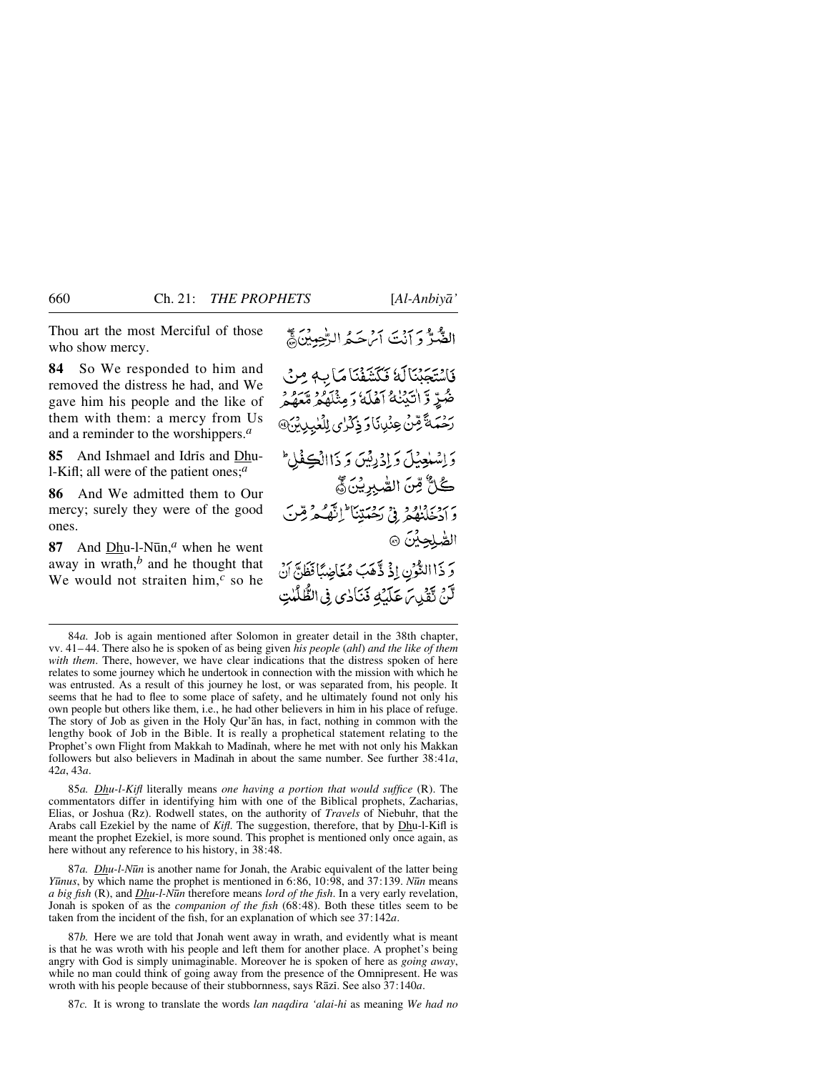Thou art the most Merciful of those who show mercy.

الضُّرُّ وَ اَنْتَ اَرْحَمُ الرّٰحِمِيْنَ ﴿۸۳﴾

**84** So We responded to him and removed the distress he had, and We gave him his people and the like of them with them: a mercy from Us and a reminder to the worshippers.[a]

فَاسْتَجَبْنَا لَهٗ فَكَشَفْنَا مَا بِهٖ مِنْ ضُرٍّ وَّ اٰتَيْنٰهُ اَهْلَهٗ وَ مِثْلَهُمْ مَّعَهُمْ رَحْمَةً مِّنْ عِنْدِنَا وَ ذِكْرٰى لِلْعٰبِدِيْنَ ﴿۸۴﴾

**85** And Ishmael and Idrīs and Dhu-l-Kifl; all were of the patient ones;[a]

وَ اِسْمٰعِيْلَ وَ اِدْرِيْسَ وَ ذَا الْكِفْلِ ؕ كُلٌّ مِّنَ الصّٰبِرِيْنَ ﴿۸۵﴾

**86** And We admitted them to Our mercy; surely they were of the good ones.

وَ اَدْخَلْنٰهُمْ فِيْ رَحْمَتِنَا ؕ اِنَّهُمْ مِّنَ الصّٰلِحِيْنَ ﴿۸۶﴾

**87** And Dhu-l-Nūn,[a] when he went away in wrath,[b] and he thought that We would not straiten him,[c] so he

وَ ذَا النُّوْنِ اِذْ ذَّهَبَ مُغَاضِبًا فَظَنَّ اَنْ لَّنْ نَّقْدِرَ عَلَيْهِ فَنَادٰى فِي الظُّلُمٰتِ

---

84*a.* Job is again mentioned after Solomon in greater detail in the 38th chapter, vv. 41–44. There also he is spoken of as being given *his people* (*ahl*) *and the like of them with them*. There, however, we have clear indications that the distress spoken of here relates to some journey which he undertook in connection with the mission with which he was entrusted. As a result of this journey he lost, or was separated from, his people. It seems that he had to flee to some place of safety, and he ultimately found not only his own people but others like them, i.e., he had other believers in him in his place of refuge. The story of Job as given in the Holy Qur'ān has, in fact, nothing in common with the lengthy book of Job in the Bible. It is really a prophetical statement relating to the Prophet's own Flight from Makkah to Madīnah, where he met with not only his Makkan followers but also believers in Madīnah in about the same number. See further 38:41*a*, 42*a*, 43*a*.

85*a.* *Dhu-l-Kifl* literally means *one having a portion that would suffice* (R). The commentators differ in identifying him with one of the Biblical prophets, Zacharias, Elias, or Joshua (Rz). Rodwell states, on the authority of *Travels* of Niebuhr, that the Arabs call Ezekiel by the name of *Kifl*. The suggestion, therefore, that by Dhu-l-Kifl is meant the prophet Ezekiel, is more sound. This prophet is mentioned only once again, as here without any reference to his history, in 38:48.

87*a.* *Dhu-l-Nūn* is another name for Jonah, the Arabic equivalent of the latter being *Yūnus*, by which name the prophet is mentioned in 6:86, 10:98, and 37:139. *Nūn* means *a big fish* (R), and *Dhu-l-Nūn* therefore means *lord of the fish*. In a very early revelation, Jonah is spoken of as the *companion of the fish* (68:48). Both these titles seem to be taken from the incident of the fish, for an explanation of which see 37:142*a*.

87*b.* Here we are told that Jonah went away in wrath, and evidently what is meant is that he was wroth with his people and left them for another place. A prophet's being angry with God is simply unimaginable. Moreover he is spoken of here as *going away*, while no man could think of going away from the presence of the Omnipresent. He was wroth with his people because of their stubbornness, says Rāzī. See also 37:140*a*.

87*c.* It is wrong to translate the words *lan naqdira 'alai-hi* as meaning *We had no*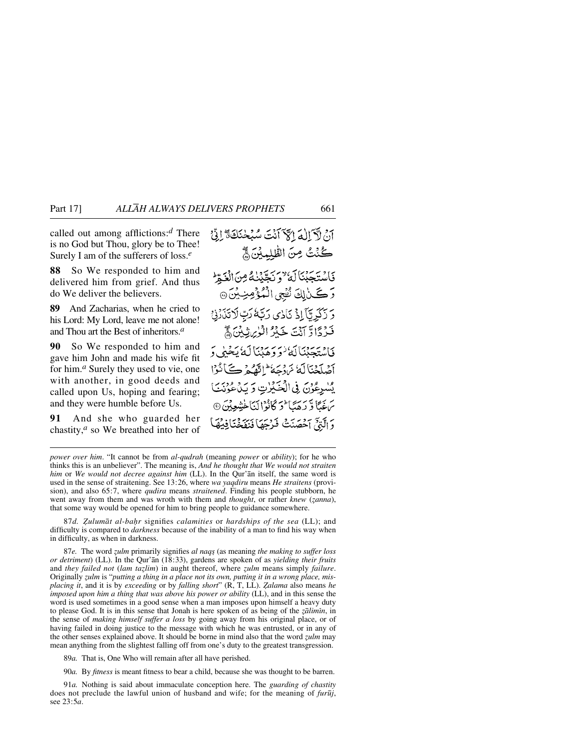called out among afflictions:[d] There is no God but Thou, glory be to Thee! Surely I am of the sufferers of loss.[e]

اَنۡ لَّاۤ اِلٰہَ اِلَّاۤ اَنۡتَ سُبۡحٰنَکَ ٭ۖ اِنِّیۡ کُنۡتُ مِنَ الظّٰلِمِیۡنَ ﴿ۚۖ۸۷﴾

**88** So We responded to him and delivered him from grief. And thus do We deliver the believers.

فَاسۡتَجَبۡنَا لَہٗ ۙ وَ نَجَّیۡنٰہُ مِنَ الۡغَمِّ ؕ وَ کَذٰلِکَ نُـۨۡجِی الۡمُؤۡمِنِیۡنَ ﴿۸۸﴾

**89** And Zacharias, when he cried to his Lord: My Lord, leave me not alone! and Thou art the Best of inheritors.[a]

وَ زَکَرِیَّاۤ اِذۡ نَادٰی رَبَّہٗ رَبِّ لَا تَذَرۡنِیۡ فَرۡدًا وَّ اَنۡتَ خَیۡرُ الۡوٰرِثِیۡنَ ﴿ۚۖ۸۹﴾

**90** So We responded to him and gave him John and made his wife fit for him.[a] Surely they used to vie, one with another, in good deeds and called upon Us, hoping and fearing; and they were humble before Us.

فَاسۡتَجَبۡنَا لَہٗ ۫ وَ وَہَبۡنَا لَہٗ یَحۡیٰی وَ اَصۡلَحۡنَا لَہٗ زَوۡجَہٗ ؕ اِنَّہُمۡ کَانُوۡا یُسٰرِعُوۡنَ فِی الۡخَیۡرٰتِ وَ یَدۡعُوۡنَنَا رَغَبًا وَّ رَہَبًا ؕ وَ کَانُوۡا لَنَا خٰشِعِیۡنَ ﴿۹۰﴾

**91** And she who guarded her chastity,[a] so We breathed into her of

وَ الَّتِیۡۤ اَحۡصَنَتۡ فَرۡجَہَا فَنَفَخۡنَا فِیۡہَا

---

*power over him*. "It cannot be from *al-qudrah* (meaning *power* or *ability*); for he who thinks this is an unbeliever". The meaning is, *And he thought that We would not straiten him* or *We would not decree against him* (LL). In the Qur'ān itself, the same word is used in the sense of straitening. See 13:26, where *wa yaqdiru* means *He straitens* (provision), and also 65:7, where *qudira* means *straitened*. Finding his people stubborn, he went away from them and was wroth with them and *thought*, or rather *knew* (*ẓanna*), that some way would be opened for him to bring people to guidance somewhere.

87*d.* *Ẓulumāt al-baḥr* signifies *calamities* or *hardships of the sea* (LL); and difficulty is compared to *darkness* because of the inability of a man to find his way when in difficulty, as when in darkness.

87*e.* The word *ẓulm* primarily signifies *al naqṣ* (as meaning *the making to suffer loss or detriment*) (LL). In the Qur'ān (18:33), gardens are spoken of as *yielding their fruits* and *they failed not* (*lam taẓlim*) in aught thereof, where *ẓulm* means simply *failure*. Originally *ẓulm* is "*putting a thing in a place not its own, putting it in a wrong place, misplacing it*, and it is by *exceeding* or by *falling short*" (R, T, LL). *Ẓalama* also means *he imposed upon him a thing that was above his power or ability* (LL), and in this sense the word is used sometimes in a good sense when a man imposes upon himself a heavy duty to please God. It is in this sense that Jonah is here spoken of as being of the *ẓālimīn*, in the sense of *making himself suffer a loss* by going away from his original place, or of having failed in doing justice to the message with which he was entrusted, or in any of the other senses explained above. It should be borne in mind also that the word *ẓulm* may mean anything from the slightest falling off from one's duty to the greatest transgression.

89*a.* That is, One Who will remain after all have perished.

90*a.* By *fitness* is meant fitness to bear a child, because she was thought to be barren.

91*a.* Nothing is said about immaculate conception here. The *guarding of chastity* does not preclude the lawful union of husband and wife; for the meaning of *furūj*, see 23:5*a*.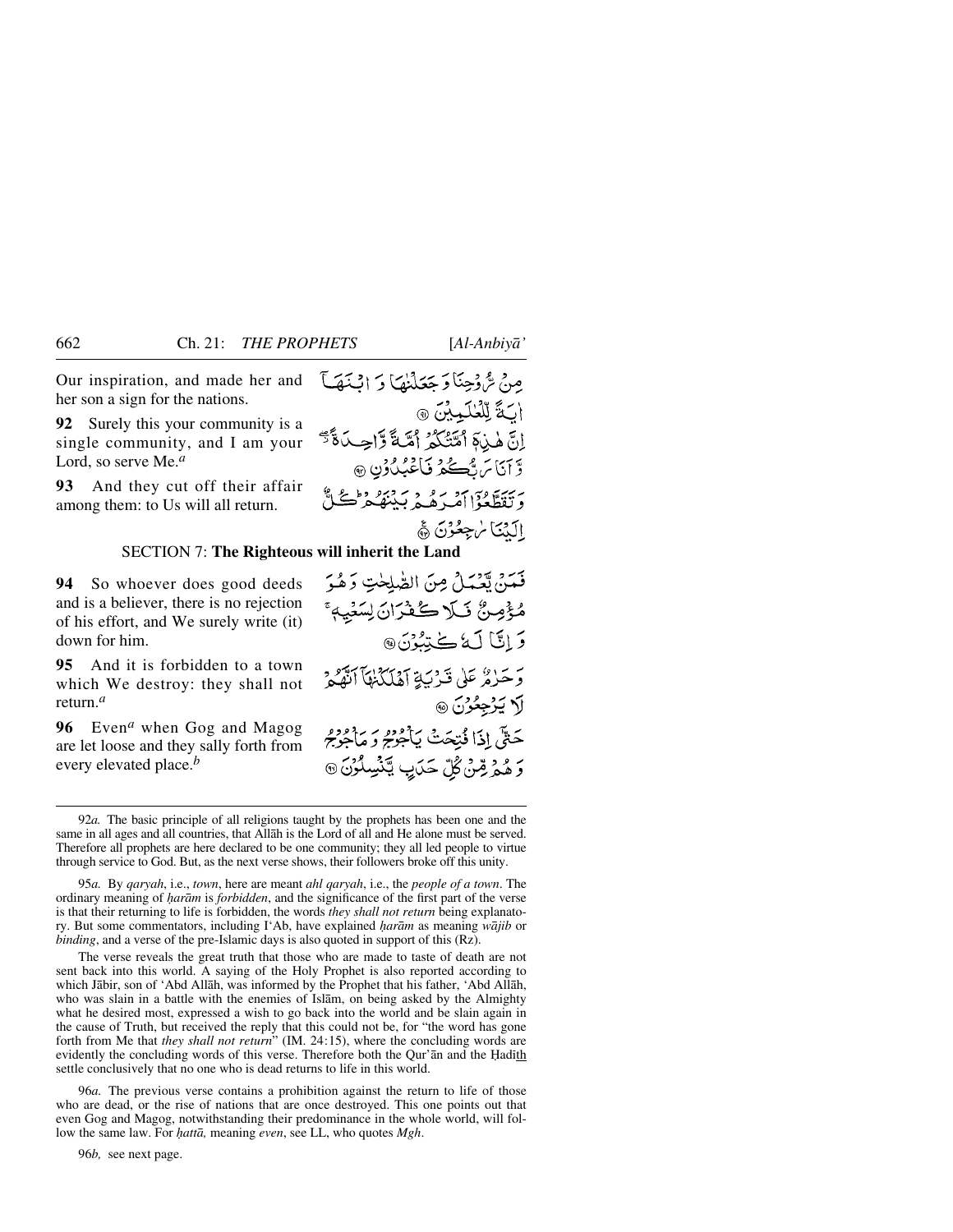Our inspiration, and made her and her son a sign for the nations.

مِنْ رُّوْحِنَا وَ جَعَلْنٰهَا وَ ابْنَهَاۤ اٰيَةً لِّلْعٰلَمِيْنَ ﴿۹۱﴾

**92** Surely this your community is a single community, and I am your Lord, so serve Me.[a]

اِنَّ هٰذِهٖۤ اُمَّتُكُمْ اُمَّةً وَّاحِدَةً ۖ وَّ اَنَا رَبُّكُمْ فَاعْبُدُوْنِ ﴿۹۲﴾

**93** And they cut off their affair among them: to Us will all return.

وَ تَقَطَّعُوْۤا اَمْرَهُمْ بَيْنَهُمْ ؕ كُلٌّ اِلَيْنَا رٰجِعُوْنَ ﴿۹۳﴾

## SECTION 7: The Righteous will inherit the Land

**94** So whoever does good deeds and is a believer, there is no rejection of his effort, and We surely write (it) down for him.

فَمَنْ يَّعْمَلْ مِنَ الصّٰلِحٰتِ وَ هُوَ مُؤْمِنٌ فَلَا كُفْرَانَ لِسَعْيِهٖ ۚ وَ اِنَّا لَهٗ كٰتِبُوْنَ ﴿۹۴﴾

**95** And it is forbidden to a town which We destroy: they shall not return.[a]

وَ حَرٰمٌ عَلٰى قَرْيَةٍ اَهْلَكْنٰهَاۤ اَنَّهُمْ لَا يَرْجِعُوْنَ ﴿۹۵﴾

**96** Even[a] when Gog and Magog are let loose and they sally forth from every elevated place.[b]

حَتّٰۤى اِذَا فُتِحَتْ يَاْجُوْجُ وَ مَاْجُوْجُ وَ هُمْ مِّنْ كُلِّ حَدَبٍ يَّنْسِلُوْنَ ﴿۹۶﴾

---

92*a.* The basic principle of all religions taught by the prophets has been one and the same in all ages and all countries, that Allāh is the Lord of all and He alone must be served. Therefore all prophets are here declared to be one community; they all led people to virtue through service to God. But, as the next verse shows, their followers broke off this unity.

95*a.* By *qaryah*, i.e., *town*, here are meant *ahl qaryah*, i.e., the *people of a town*. The ordinary meaning of *ḥarām* is *forbidden*, and the significance of the first part of the verse is that their returning to life is forbidden, the words *they shall not return* being explanatory. But some commentators, including I'Ab, have explained *ḥarām* as meaning *wājib* or *binding*, and a verse of the pre-Islamic days is also quoted in support of this (Rz).

The verse reveals the great truth that those who are made to taste of death are not sent back into this world. A saying of the Holy Prophet is also reported according to which Jābir, son of 'Abd Allāh, was informed by the Prophet that his father, 'Abd Allāh, who was slain in a battle with the enemies of Islām, on being asked by the Almighty what he desired most, expressed a wish to go back into the world and be slain again in the cause of Truth, but received the reply that this could not be, for "the word has gone forth from Me that *they shall not return*" (IM. 24:15), where the concluding words are evidently the concluding words of this verse. Therefore both the Qur'ān and the Ḥadīth settle conclusively that no one who is dead returns to life in this world.

96*a.* The previous verse contains a prohibition against the return to life of those who are dead, or the rise of nations that are once destroyed. This one points out that even Gog and Magog, notwithstanding their predominance in the whole world, will follow the same law. For *ḥattā,* meaning *even*, see LL, who quotes *Mgh*.

96*b,* see next page.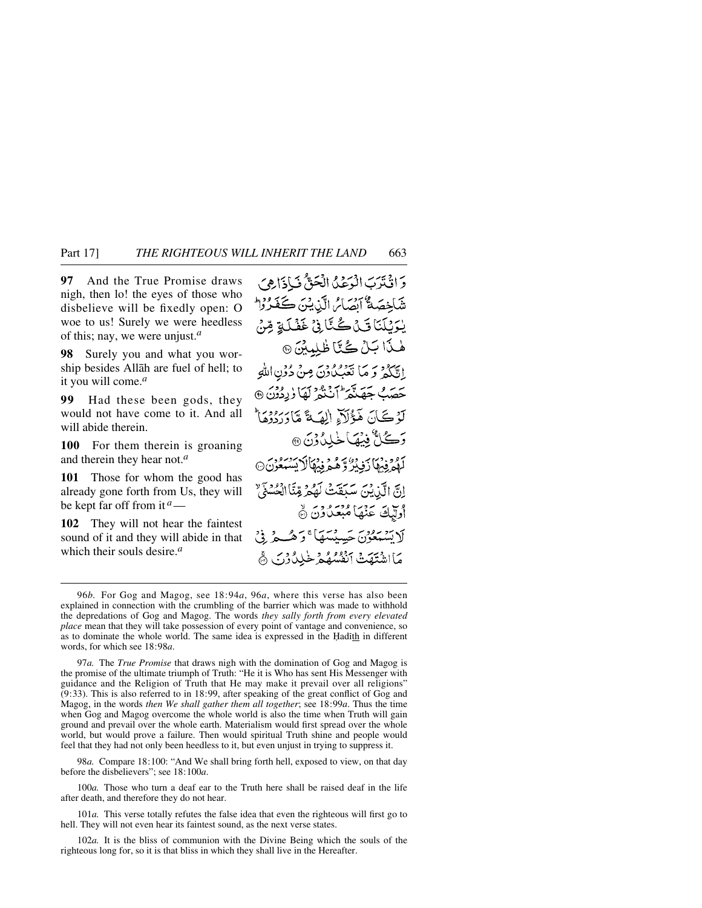**97** And the True Promise draws nigh, then lo! the eyes of those who disbelieve will be fixedly open: O woe to us! Surely we were heedless of this; nay, we were unjust.[a]

**98** Surely you and what you worship besides Allāh are fuel of hell; to it you will come.[a]

**99** Had these been gods, they would not have come to it. And all will abide therein.

**100** For them therein is groaning and therein they hear not.[a]

**101** Those for whom the good has already gone forth from Us, they will be kept far off from it[a] —

**102** They will not hear the faintest sound of it and they will abide in that which their souls desire.[a]

وَ اقۡتَرَبَ الۡوَعۡدُ الۡحَقُّ فَاِذَا هِیَ شَاخِصَۃٌ اَبۡصَارُ الَّذِیۡنَ کَفَرُوۡا ؕ یٰوَیۡلَنَا قَدۡ کُنَّا فِیۡ غَفۡلَۃٍ مِّنۡ هٰذَا بَلۡ کُنَّا ظٰلِمِیۡنَ ﴿۹۷﴾

اِنَّکُمۡ وَ مَا تَعۡبُدُوۡنَ مِنۡ دُوۡنِ اللّٰهِ حَصَبُ جَهَنَّمَ ؕ اَنۡتُمۡ لَهَا وٰرِدُوۡنَ ﴿۹۸﴾

لَوۡ کَانَ هٰۤؤُلَآءِ اٰلِهَۃً مَّا وَرَدُوۡهَا ؕ وَ کُلٌّ فِیۡهَا خٰلِدُوۡنَ ﴿۹۹﴾

لَهُمۡ فِیۡهَا زَفِیۡرٌ وَّ هُمۡ فِیۡهَا لَا یَسۡمَعُوۡنَ ﴿۱۰۰﴾

اِنَّ الَّذِیۡنَ سَبَقَتۡ لَهُمۡ مِّنَّا الۡحُسۡنٰۤی ۙ اُولٰٓئِکَ عَنۡهَا مُبۡعَدُوۡنَ ﴿۱۰۱﴾

لَا یَسۡمَعُوۡنَ حَسِیۡسَهَا ۚ وَ هُمۡ فِیۡ مَا اشۡتَهَتۡ اَنۡفُسُهُمۡ خٰلِدُوۡنَ ﴿۱۰۲﴾

---

96*b*. For Gog and Magog, see 18:94*a*, 96*a*, where this verse has also been explained in connection with the crumbling of the barrier which was made to withhold the depredations of Gog and Magog. The words *they sally forth from every elevated place* mean that they will take possession of every point of vantage and convenience, so as to dominate the whole world. The same idea is expressed in the Ḥadīth in different words, for which see 18:98*a*.

97*a.* The *True Promise* that draws nigh with the domination of Gog and Magog is the promise of the ultimate triumph of Truth: "He it is Who has sent His Messenger with guidance and the Religion of Truth that He may make it prevail over all religions" (9:33). This is also referred to in 18:99, after speaking of the great conflict of Gog and Magog, in the words *then We shall gather them all together*; see 18:99*a*. Thus the time when Gog and Magog overcome the whole world is also the time when Truth will gain ground and prevail over the whole earth. Materialism would first spread over the whole world, but would prove a failure. Then would spiritual Truth shine and people would feel that they had not only been heedless to it, but even unjust in trying to suppress it.

98*a.* Compare 18:100: "And We shall bring forth hell, exposed to view, on that day before the disbelievers"; see 18:100*a*.

100*a.* Those who turn a deaf ear to the Truth here shall be raised deaf in the life after death, and therefore they do not hear.

101*a.* This verse totally refutes the false idea that even the righteous will first go to hell. They will not even hear its faintest sound, as the next verse states.

102*a.* It is the bliss of communion with the Divine Being which the souls of the righteous long for, so it is that bliss in which they shall live in the Hereafter.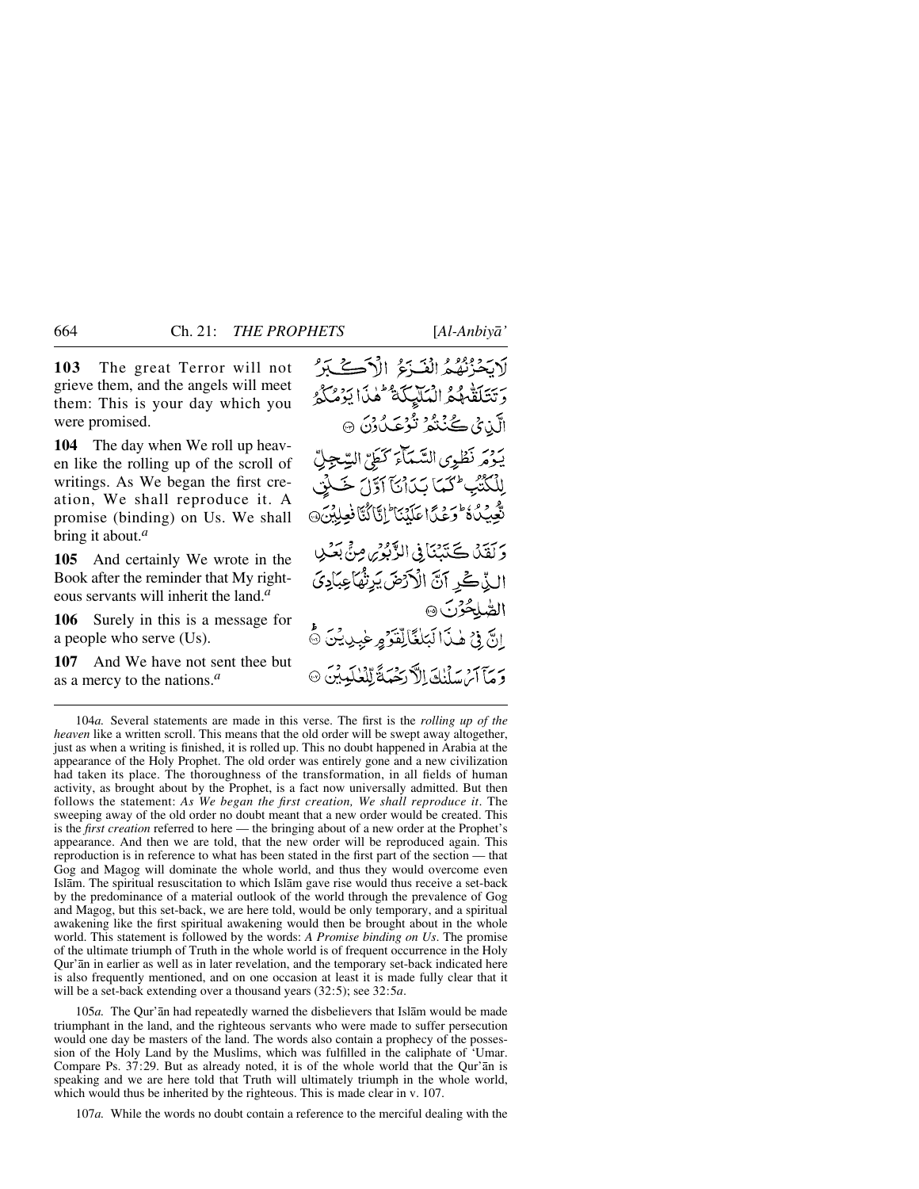**103** The great Terror will not grieve them, and the angels will meet them: This is your day which you were promised.

لَا يَحْزُنُهُمُ الْفَزَعُ الْأَكْبَرُ وَتَتَلَقّٰهُمُ الْمَلٰٓئِكَةُ ۗ هٰذَا يَوْمُكُمُ الَّذِيْ كُنْتُمْ تُوْعَدُوْنَ ۝

**104** The day when We roll up heaven like the rolling up of the scroll of writings. As We began the first creation, We shall reproduce it. A promise (binding) on Us. We shall bring it about.[a]

يَوْمَ نَطْوِي السَّمَآءَ كَطَيِّ السِّجِلِّ لِلْكُتُبِ ۗ كَمَا بَدَاْنَآ اَوَّلَ خَلْقٍ نُّعِيْدُهٗ ۗ وَعْدًا عَلَيْنَا ۗ اِنَّا كُنَّا فٰعِلِيْنَ ۝

**105** And certainly We wrote in the Book after the reminder that My righteous servants will inherit the land.[a]

وَلَقَدْ كَتَبْنَا فِي الزَّبُوْرِ مِنْۢ بَعْدِ الذِّكْرِ اَنَّ الْاَرْضَ يَرِثُهَا عِبَادِيَ الصّٰلِحُوْنَ ۝

**106** Surely in this is a message for a people who serve (Us).

اِنَّ فِيْ هٰذَا لَبَلٰغًا لِّقَوْمٍ عٰبِدِيْنَ ۝

**107** And We have not sent thee but as a mercy to the nations.[a]

وَمَآ اَرْسَلْنٰكَ اِلَّا رَحْمَةً لِّلْعٰلَمِيْنَ ۝

---

104*a.* Several statements are made in this verse. The first is the *rolling up of the heaven* like a written scroll. This means that the old order will be swept away altogether, just as when a writing is finished, it is rolled up. This no doubt happened in Arabia at the appearance of the Holy Prophet. The old order was entirely gone and a new civilization had taken its place. The thoroughness of the transformation, in all fields of human activity, as brought about by the Prophet, is a fact now universally admitted. But then follows the statement: *As We began the first creation, We shall reproduce it*. The sweeping away of the old order no doubt meant that a new order would be created. This is the *first creation* referred to here — the bringing about of a new order at the Prophet's appearance. And then we are told, that the new order will be reproduced again. This reproduction is in reference to what has been stated in the first part of the section — that Gog and Magog will dominate the whole world, and thus they would overcome even Islām. The spiritual resuscitation to which Islām gave rise would thus receive a set-back by the predominance of a material outlook of the world through the prevalence of Gog and Magog, but this set-back, we are here told, would be only temporary, and a spiritual awakening like the first spiritual awakening would then be brought about in the whole world. This statement is followed by the words: *A Promise binding on Us*. The promise of the ultimate triumph of Truth in the whole world is of frequent occurrence in the Holy Qur'ān in earlier as well as in later revelation, and the temporary set-back indicated here is also frequently mentioned, and on one occasion at least it is made fully clear that it will be a set-back extending over a thousand years (32:5); see 32:5*a*.

105*a.* The Qur'ān had repeatedly warned the disbelievers that Islām would be made triumphant in the land, and the righteous servants who were made to suffer persecution would one day be masters of the land. The words also contain a prophecy of the possession of the Holy Land by the Muslims, which was fulfilled in the caliphate of 'Umar. Compare Ps. 37:29. But as already noted, it is of the whole world that the Qur'ān is speaking and we are here told that Truth will ultimately triumph in the whole world, which would thus be inherited by the righteous. This is made clear in v. 107.

107*a.* While the words no doubt contain a reference to the merciful dealing with the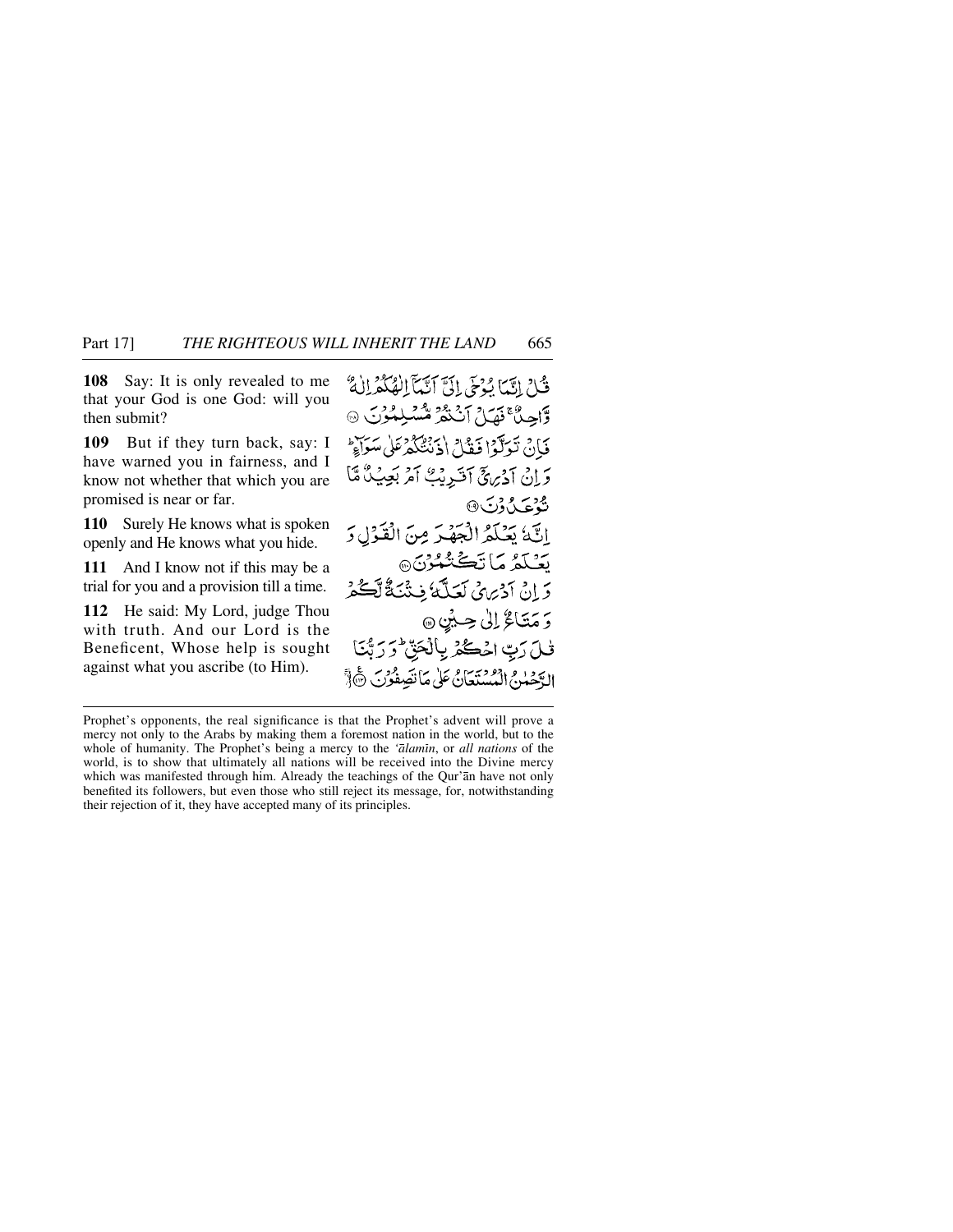**108** Say: It is only revealed to me that your God is one God: will you then submit?

قُلْ اِنَّمَا يُوْحٰۤى اِلَيَّ اَنَّمَاۤ اِلٰهُكُمْ اِلٰهٌ وَّاحِدٌ ۚ فَهَلْ اَنْتُمْ مُّسْلِمُوْنَ ﴿۱۰۸﴾

**109** But if they turn back, say: I have warned you in fairness, and I know not whether that which you are promised is near or far.

فَاِنْ تَوَلَّوْا فَقُلْ اٰذَنْتُكُمْ عَلٰى سَوَآءٍ ؕ وَاِنْ اَدْرِيْۤ اَقَرِيْبٌ اَمْ بَعِيْدٌ مَّا تُوْعَدُوْنَ ﴿۱۰۹﴾

**110** Surely He knows what is spoken openly and He knows what you hide.

اِنَّهٗ يَعْلَمُ الْجَهْرَ مِنَ الْقَوْلِ وَيَعْلَمُ مَا تَكْتُمُوْنَ ﴿۱۱۰﴾

**111** And I know not if this may be a trial for you and a provision till a time.

وَاِنْ اَدْرِيْ لَعَلَّهٗ فِتْنَةٌ لَّكُمْ وَمَتَاعٌ اِلٰى حِيْنٍ ﴿۱۱۱﴾

**112** He said: My Lord, judge Thou with truth. And our Lord is the Beneficent, Whose help is sought against what you ascribe (to Him).

قٰلَ رَبِّ احْكُمْ بِالْحَقِّ ؕ وَرَبُّنَا الرَّحْمٰنُ الْمُسْتَعَانُ عَلٰى مَا تَصِفُوْنَ ﴿۱۱۲﴾

---

Prophet's opponents, the real significance is that the Prophet's advent will prove a mercy not only to the Arabs by making them a foremost nation in the world, but to the whole of humanity. The Prophet's being a mercy to the *'ālamīn*, or *all nations* of the world, is to show that ultimately all nations will be received into the Divine mercy which was manifested through him. Already the teachings of the Qur'ān have not only benefited its followers, but even those who still reject its message, for, notwithstanding their rejection of it, they have accepted many of its principles.